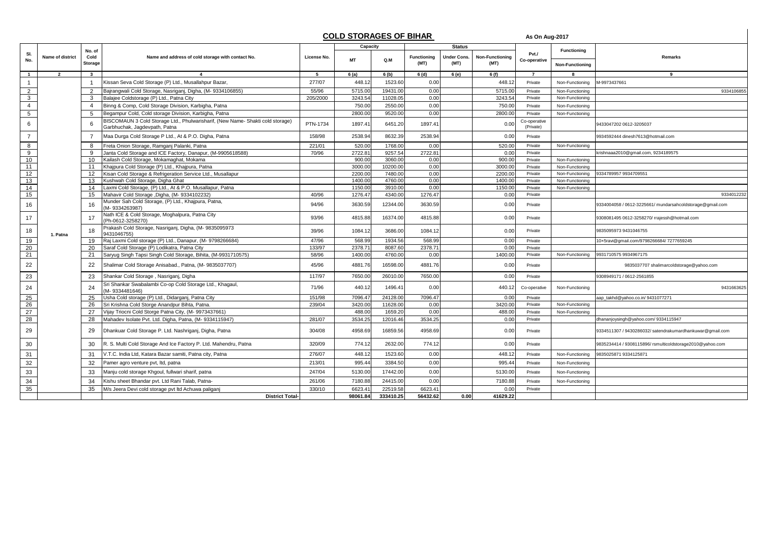# COLD STORAGES OF BIHAR

As On Aug-2017

| Sl. No. | Name of district | No. of Cold Storage | Name and address of cold storage with contact No. | License No. | Capacity | | Status | | | Pvt./ Co-operative | Functioning / Non-Functioning | Remarks |
|---|---|---|---|---|---|---|---|---|---|---|---|---|
| | | | | | MT | Q.M | Functioning (MT) | Under Cons. (MT) | Non-Functioning (MT) | | | |
| 1 | 2 | 3 | 4 | 5 | 6 (a) | 6 (b) | 6 (d) | 6 (e) | 6 (f) | 7 | 8 | 9 |
| 1 | 1. Patna | 1 | Kissan Seva Cold Storage (P) Ltd., Musallahpur Bazar, | 277/07 | 448.12 | 1523.60 | 0.00 | | 448.12 | Private | Non-Functioning | M-9973437661 |
| 2 | | 2 | Bajrangwali Cold Storage, Nasriganj, Digha, (M- 9334106855) | 55/96 | 5715.00 | 19431.00 | 0.00 | | 5715.00 | Private | Non-Functioning | 9334106855 |
| 3 | | 3 | Balajee Coldstorage (P) Ltd., Patna City | 205/2000 | 3243.54 | 11028.05 | 0.00 | | 3243.54 | Private | Non-Functioning | |
| 4 | | 4 | Binng & Comp, Cold Storage Division, Karbigha, Patna | | 750.00 | 2550.00 | 0.00 | | 750.00 | Private | Non-Functioning | |
| 5 | | 5 | Begampur Cold, Cold storage Division, Karbigha, Patna | | 2800.00 | 9520.00 | 0.00 | | 2800.00 | Private | Non-Functioning | |
| 6 | | 6 | BISCOMAUN 3 Cold Storage Ltd., Phulwarisharif, (New Name- Shakti cold storage) Garbhuchak, Jagdevpath, Patna | PTN-1734 | 1897.41 | 6451.20 | 1897.41 | | 0.00 | Co-operative (Private) | | 9433047202 0612-3205037 |
| 7 | | 7 | Maa Durga Cold Storage P Ltd., At & P.O. Digha, Patna | 158/98 | 2538.94 | 8632.39 | 2538.94 | | 0.00 | Private | | 9934592444 dinesh7613@hotmail.com |
| 8 | | 8 | Freta Onion Storage, Ramganj Palanki, Patna | 221/01 | 520.00 | 1768.00 | 0.00 | | 520.00 | Private | Non-Functioning | |
| 9 | | 9 | Janta Cold Storage and ICE Factory, Danapur, (M-9905618588) | 70/96 | 2722.81 | 9257.54 | 2722.81 | | 0.00 | Private | | krishnaaa2010@gmail.com, 9234189575 |
| 10 | | 10 | Kailash Cold Storage, Mokamaghat, Mokama | | 900.00 | 3060.00 | 0.00 | | 900.00 | Private | Non-Functioning | |
| 11 | | 11 | Khajpura Cold Storage (P) Ltd., Khajpura, Patna | | 3000.00 | 10200.00 | 0.00 | | 3000.00 | Private | Non-Functioning | |
| 12 | | 12 | Kisan Cold Storage & Refrigeration Service Ltd., Musallapur | | 2200.00 | 7480.00 | 0.00 | | 2200.00 | Private | Non-Functioning | 9334789957 9934709551 |
| 13 | | 13 | Kushwah Cold Storage, Digha Ghat | | 1400.00 | 4760.00 | 0.00 | | 1400.00 | Private | Non-Functioning | |
| 14 | | 14 | Laxmi Cold Storage, (P) Ltd., At & P.O. Musallapur, Patna | | 1150.00 | 3910.00 | 0.00 | | 1150.00 | Private | Non-Functioning | |
| 15 | | 15 | Mahavir Cold Storage ,Digha, (M- 9334102232) | 40/96 | 1276.47 | 4340.00 | 1276.47 | | 0.00 | Private | | 9334012232 |
| 16 | | 16 | Munder Sah Cold Storage, (P) Ltd., Khajpura, Patna, (M- 9334263987) | 94/96 | 3630.59 | 12344.00 | 3630.59 | | 0.00 | Private | | 9334004058 / 0612-3225661/ mundarsahcoldstorage@gmail.com |
| 17 | | 17 | Nath ICE & Cold Storage, Moghalpura, Patna City (Ph-0612-3258270) | 93/96 | 4815.88 | 16374.00 | 4815.88 | | 0.00 | Private | | 9308081495 0612-3258270/ rrajessh@hotmail.com |
| 18 | | 18 | Prakash Cold Storage, Nasriganj, Digha, (M- 9835095973 9431046755) | 39/96 | 1084.12 | 3686.00 | 1084.12 | | 0.00 | Private | | 9835095973 9431046755 |
| 19 | | 19 | Raj Laxmi Cold storage (P) Ltd., Danapur, (M- 9798266684) | 47/96 | 568.99 | 1934.56 | 568.99 | | 0.00 | Private | | 10×5ravi@gmail.com/9798266684/ 7277659245 |
| 20 | | 20 | Saraf Cold Storage (P) Lodikatra, Patna City | 133/97 | 2378.71 | 8087.60 | 2378.71 | | 0.00 | Private | | |
| 21 | | 21 | Saryug Singh Tapsi Singh Cold Storage, Bihita, (M-9931710575) | 58/96 | 1400.00 | 4760.00 | 0.00 | | 1400.00 | Private | Non-Functioning | 9931710575 9934967175 |
| 22 | | 22 | Shalimar Cold Storage Anisabad., Patna, (M- 9835037707) | 45/96 | 4881.76 | 16598.00 | 4881.76 | | 0.00 | Private | | 9835037707 shalimarcoldstorage@yahoo.com |
| 23 | | 23 | Shankar Cold Storage , Nasriganj, Digha | 117/97 | 7650.00 | 26010.00 | 7650.00 | | 0.00 | Private | | 9308949171 / 0612-2561855 |
| 24 | | 24 | Sri Shankar Swabalambi Co-op Cold Storage Ltd., Khagaul, (M- 9334481646) | 71/96 | 440.12 | 1496.41 | 0.00 | | 440.12 | Co-operative | Non-Functioning | 9431663625 |
| 25 | | 25 | Usha Cold storage (P) Ltd., Didarganj, Patna City | 151/98 | 7096.47 | 24128.00 | 7096.47 | | 0.00 | Private | | aap_takhd@yahoo.co.in/ 9431077271 |
| 26 | | 26 | Sri Krishna Cold Storge Anandpur Bihta, Patna. | 239/04 | 3420.00 | 11628.00 | 0.00 | | 3420.00 | Private | Non-Functioning | |
| 27 | | 27 | Vijay Triocni Cold Storge Patna City, (M- 9973437661) | | 488.00 | 1659.20 | 0.00 | | 488.00 | Private | Non-Functioning | |
| 28 | | 28 | Mahadev Isolate Pvt. Ltd. Digha, Patna, (M- 9334115947) | 281/07 | 3534.25 | 12016.46 | 3534.25 | | 0.00 | Private | | dhananjoysingh@yahoo.com/ 9334115947 |
| 29 | | 29 | Dhankuar Cold Storage P. Ltd. Nashriganj, Digha, Patna | 304/08 | 4958.69 | 16859.56 | 4958.69 | | 0.00 | Private | | 9334511307 / 9430286032/ satendrakumardhankuwar@gmail.com |
| 30 | | 30 | R. S. Multi Cold Storage And Ice Factory P. Ltd. Mahendru, Patna | 320/09 | 774.12 | 2632.00 | 774.12 | | 0.00 | Private | | 9835234414 / 9308115896/ rsmulticoldstorage2010@yahoo.com |
| 31 | | 31 | V.T.C. India Ltd, Katara Bazar samiti, Patna city, Patna | 276/07 | 448.12 | 1523.60 | 0.00 | | 448.12 | Private | Non-Functioning | 9835025871 9334125871 |
| 32 | | 32 | Pamer agro venture pvt, ltd, patna | 213/01 | 995.44 | 3384.50 | 0.00 | | 995.44 | Private | Non-Functioning | |
| 33 | | 33 | Manju cold storage Khgoul, fullwari sharif, patna | 247/04 | 5130.00 | 17442.00 | 0.00 | | 5130.00 | Private | Non-Functioning | |
| 34 | | 34 | Kishu sheet Bhandar pvt. Ltd Rani Talab, Patna- | 261/06 | 7180.88 | 24415.00 | 0.00 | | 7180.88 | Private | Non-Functioning | |
| 35 | | 35 | M/s Jeera Devi cold storage pvt ltd Achuwa paliganj | 330/10 | 6623.41 | 22519.58 | 6623.41 | | 0.00 | Private | | |
| | | | **District Total-** | | **98061.84** | **333410.25** | **56432.62** | **0.00** | **41629.22** | | | |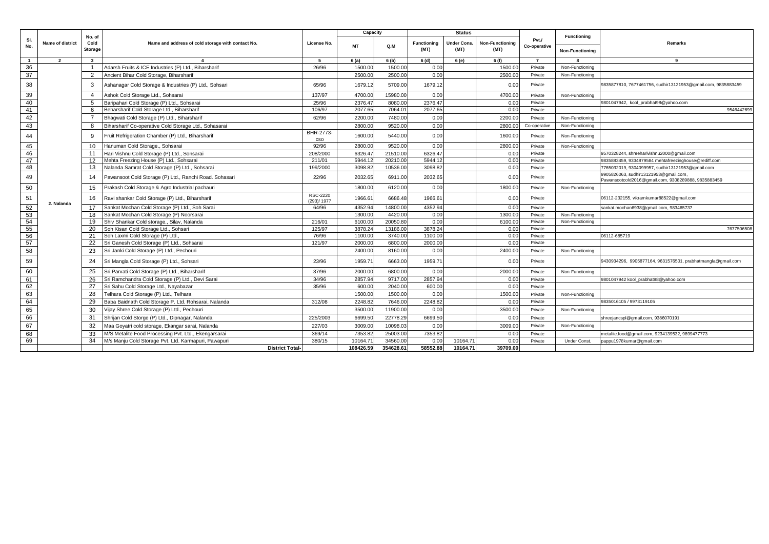| Sl. No. | Name of district | No. of Cold Storage | Name and address of cold storage with contact No. | License No. | Capacity | | Status | | | Pvt./ Co-operative | Functioning / Non-Functioning | Remarks |
|---|---|---|---|---|---|---|---|---|---|---|---|---|
| | | | | | MT | Q.M | Functioning (MT) | Under Cons. (MT) | Non-Functioning (MT) | | | |
| 1 | 2 | 3 | 4 | 5 | 6 (a) | 6 (b) | 6 (d) | 6 (e) | 6 (f) | 7 | 8 | 9 |
| 36 | 2. Nalanda | 1 | Adarsh Fruits & ICE Industries (P) Ltd., Biharsharif | 26/96 | 1500.00 | 1500.00 | 0.00 | | 1500.00 | Private | Non-Functioning | |
| 37 | | 2 | Ancient Bihar Cold Storage, Biharsharif | | 2500.00 | 2500.00 | 0.00 | | 2500.00 | Private | Non-Functioning | |
| 38 | | 3 | Ashanagar Cold Storage & Industries (P) Ltd., Sohsari | 65/96 | 1679.12 | 5709.00 | 1679.12 | | 0.00 | Private | | 9835877810, 7677461756, sudhir13121953@gmail.com, 9835883459 |
| 39 | | 4 | Ashok Cold Storage Ltd., Sohsarai | 137/97 | 4700.00 | 15980.00 | 0.00 | | 4700.00 | Private | Non-Functioning | |
| 40 | | 5 | Baripahari Cold Storage (P) Ltd., Sohsarai | 25/96 | 2376.47 | 8080.00 | 2376.47 | | 0.00 | Private | | 9801047942, kool_prabhat98@yahoo.com |
| 41 | | 6 | Beharsharif Cold Storage Ltd., Biharsharif | 106/97 | 2077.65 | 7064.01 | 2077.65 | | 0.00 | Private | | 9546442699 |
| 42 | | 7 | Bhagwati Cold Storage (P) Ltd., Biharsharif | 62/96 | 2200.00 | 7480.00 | 0.00 | | 2200.00 | Private | Non-Functioning | |
| 43 | | 8 | Biharsharif Co-operative Cold Storage Ltd., Sohasarai | | 2800.00 | 9520.00 | 0.00 | | 2800.00 | Co-operative | Non-Functioning | |
| 44 | | 9 | Fruit Refrigeration Chamber (P) Ltd., Biharsharif | BHR-2773-CSO | 1600.00 | 5440.00 | 0.00 | | 1600.00 | Private | Non-Functioning | |
| 45 | | 10 | Hanuman Cold Storage., Sohsarai | 92/96 | 2800.00 | 9520.00 | 0.00 | | 2800.00 | Private | Non-Functioning | |
| 46 | | 11 | Hari Vishnu Cold Storage (P) Ltd., Sonsarai | 208/2000 | 6326.47 | 21510.00 | 6326.47 | | 0.00 | Private | | 9570328244, shreeharivishnu2000@gmail.com |
| 47 | | 12 | Mehta Freezing House (P) Ltd., Sohsarai | 211/01 | 5944.12 | 20210.00 | 5944.12 | | 0.00 | Private | | 9835883459, 9334879584 mehtafreezinghouse@rediff.com |
| 48 | | 13 | Nalanda Samrat Cold Storage (P) Ltd., Sohsarai | 199/2000 | 3098.82 | 10536.00 | 3098.82 | | 0.00 | Private | | 7765032019, 9304099957, sudhir13121953@gmail.com |
| 49 | | 14 | Pawansoot Cold Storage (P) Ltd., Ranchi Road. Sohasari | 22/96 | 2032.65 | 6911.00 | 2032.65 | | 0.00 | Private | | 9905826063, sudhir13121953@gmail.com, Pawansootcold2016@gmail.com, 9308289888, 9835883459 |
| 50 | | 15 | Prakash Cold Storage & Agro Industrial pachauri | | 1800.00 | 6120.00 | 0.00 | | 1800.00 | Private | Non-Functioning | |
| 51 | | 16 | Ravi shankar Cold Storage (P) Ltd., Biharsharif | RSC-2220 (293)/ 1977 | 1966.61 | 6686.48 | 1966.61 | | 0.00 | Private | | 06112-232155, vikramkumar88522@gmail.com |
| 52 | | 17 | Sankat Mochan Cold Storage (P) Ltd., Soh Sarai | 64/96 | 4352.94 | 14800.00 | 4352.94 | | 0.00 | Private | | sankat.mochan6938@gmail.com, 983465737 |
| 53 | | 18 | Sankat Mochan Cold Storage (P) Noorsarai | | 1300.00 | 4420.00 | 0.00 | | 1300.00 | Private | Non-Functioning | |
| 54 | | 19 | Shiv Shankar Cold storage., Silav, Nalanda | 216/01 | 6100.00 | 20050.80 | 0.00 | | 6100.00 | Private | Non-Functioning | |
| 55 | | 20 | Soh Kisan Cold Storage Ltd., Sohsari | 125/97 | 3878.24 | 13186.00 | 3878.24 | | 0.00 | Private | | 7677506508 |
| 56 | | 21 | Soh Laxmi Cold Storage (P) Ltd., | 76/96 | 1100.00 | 3740.00 | 1100.00 | | 0.00 | Private | | 06112-685719 |
| 57 | | 22 | Sri Ganesh Cold Storage (P) Ltd., Sohsarai | 121/97 | 2000.00 | 6800.00 | 2000.00 | | 0.00 | Private | | |
| 58 | | 23 | Sri Janki Cold Storage (P) Ltd., Pechouri | | 2400.00 | 8160.00 | 0.00 | | 2400.00 | Private | Non-Functioning | |
| 59 | | 24 | Sri Mangla Cold Storage (P) Ltd., Sohsari | 23/96 | 1959.71 | 6663.00 | 1959.71 | | 0.00 | Private | | 9430934296, 9905877164, 9631576501, prabhatmangla@gmail.com |
| 60 | | 25 | Sri Parvati Cold Storage (P) Ltd., Biharsharif | 37/96 | 2000.00 | 6800.00 | 0.00 | | 2000.00 | Private | Non-Functioning | |
| 61 | | 26 | Sri Ramchandra Cold Storage (P) Ltd., Devi Sarai | 34/96 | 2857.94 | 9717.00 | 2857.94 | | 0.00 | Private | | 9801047942 kool_prabhat98@yahoo.com |
| 62 | | 27 | Sri Sahu Cold Storage Ltd., Nayabazar | 35/96 | 600.00 | 2040.00 | 600.00 | | 0.00 | Private | | |
| 63 | | 28 | Telhara Cold Storage (P) Ltd., Telhara | | 1500.00 | 1500.00 | 0.00 | | 1500.00 | Private | Non-Functioning | |
| 64 | | 29 | Baba Baidnath Cold Storage P. Ltd. Rohsarai, Nalanda | 312/08 | 2248.82 | 7646.00 | 2248.82 | | 0.00 | Private | | 9835016105 / 9973119105 |
| 65 | | 30 | Vijay Shree Cold Storage (P) Ltd., Pechouri | | 3500.00 | 11900.00 | 0.00 | | 3500.00 | Private | Non-Functioning | |
| 66 | | 31 | Shrijan Cold Storge (P) Ltd., Dipnagar, Nalanda | 225/2003 | 6699.50 | 22778.29 | 6699.50 | | 0.00 | Private | | shreejancspl@gmail.com, 9386070191 |
| 67 | | 32 | Maa Goyatri cold storage, Ekangar sarai, Nalanda | 227/03 | 3009.00 | 10098.03 | 0.00 | | 3009.00 | Private | Non-Functioning | |
| 68 | | 33 | M/S Metalite Food Processing Pvt. Ltd., Ekengarsarai | 369/14 | 7353.82 | 25003.00 | 7353.82 | | 0.00 | Private | | metalite.food@gmail.com, 9234139532, 9899477773 |
| 69 | | 34 | M/s Manju Cold Storage Pvt. Ltd. Karmapuri, Pawapuri | 380/15 | 10164.71 | 34560.00 | 0.00 | 10164.71 | 0.00 | Private | Under Const. | pappu1978kumar@gmail.com |
| | | | **District Total-** | | **108426.59** | **354628.61** | **58552.88** | **10164.71** | **39709.00** | | | |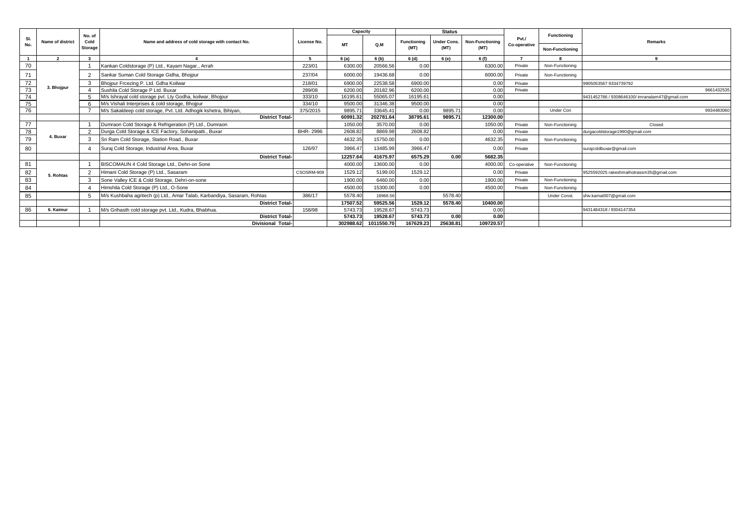| Sl. No. | Name of district | No. of Cold Storage | Name and address of cold storage with contact No. | License No. | Capacity | | Status | | | Pvt./ Co-operative | Functioning | Remarks |
|---|---|---|---|---|---|---|---|---|---|---|---|---|
| | | | | | MT | Q.M | Functioning (MT) | Under Cons. (MT) | Non-Functioning (MT) | | Non-Functioning | |
| 1 | 2 | 3 | 4 | 5 | 6 (a) | 6 (b) | 6 (d) | 6 (e) | 6 (f) | 7 | 8 | 9 |
| 70 | 3. Bhojpur | 1 | Kankan Coldstorage (P) Ltd., Kayam Nagar., Arrah | 223/01 | 6300.00 | 20566.56 | 0.00 | | 6300.00 | Private | Non-Functioning | |
| 71 | | 2 | Sankar Suman Cold Storage Gidha, Bhojpur | 237/04 | 6000.00 | 19436.68 | 0.00 | | 6000.00 | Private | Non-Functioning | |
| 72 | | 3 | Bhojpur Frcezing P. Ltd. Gdha Koilwar | 218/01 | 6900.00 | 22538.58 | 6900.00 | | 0.00 | Private | | 9905053567 9334739792 |
| 73 | | 4 | Sushila Cold Storage P Ltd. Buxar | 289/08 | 6200.00 | 20182.96 | 6200.00 | | 0.00 | Private | | 9661432535 |
| 74 | | 5 | M/s Ishrayal cold storage pvt. Lty Godha, koilwar, Bhojpur | 333/10 | 16195.61 | 55065.07 | 16195.61 | | 0.00 | | | 9431452786 / 9308646100/ imranalam47@gmail.com |
| 75 | | 6 | M/s Vishali Interprises & cold storage, Bhojpur | 334/10 | 9500.00 | 31346.38 | 9500.00 | | 0.00 | | | |
| 76 | | 7 | M/s Sakaldeep cold storage, Pvt. Ltd. Adhogik kshetra, Bihiyan, | 375/2015 | 9895.71 | 33645.41 | 0.00 | 9895.71 | 0.00 | | Under Con | 9934483060 |
| | | | **District Total-** | | **60991.32** | **202781.64** | **38795.61** | **9895.71** | **12300.00** | | | |
| 77 | 4. Buxar | 1 | Dumraon Cold Storage & Refrigeration (P) Ltd., Dumraon | | 1050.00 | 3570.00 | 0.00 | | 1050.00 | Private | Non-Functioning | Closed |
| 78 | | 2 | Durga Cold Storage & ICE Factory, Sohanipatti., Buxar | BHR- 2996 | 2608.82 | 8869.98 | 2608.82 | | 0.00 | Private | | durgacoldstorage1990@gmail.com |
| 79 | | 3 | Sri Ram Cold Storage, Station Road., Buxar | | 4632.35 | 15750.00 | 0.00 | | 4632.35 | Private | Non-Functioning | |
| 80 | | 4 | Suraj Cold Storage, Industrial Area, Buxar | 126/97 | 3966.47 | 13485.99 | 3966.47 | | 0.00 | Private | | surajcoldbuxar@gmail.com |
| | | | **District Total-** | | **12257.64** | **41675.97** | **6575.29** | **0.00** | **5682.35** | | | |
| 81 | 5. Rohtas | 1 | BISCOMAUN 4 Cold Storage Ltd., Dehri-on Sone | | 4000.00 | 13600.00 | 0.00 | | 4000.00 | Co-operative | Non-Functioning | |
| 82 | | 2 | Himani Cold Storage (P) Ltd., Sasaram | CSOSRM-909 | 1529.12 | 5199.00 | 1529.12 | | 0.00 | Private | | 9525592025 rakeshmalhotrassm35@gmail.com |
| 83 | | 3 | Sone Valley ICE & Cold Storage, Dehri-on-sone | | 1900.00 | 6460.00 | 0.00 | | 1900.00 | Private | Non-Functioning | |
| 84 | | 4 | Himshila Cold Storage (P) Ltd., O-Sone | | 4500.00 | 15300.00 | 0.00 | | 4500.00 | Private | Non-Functioning | |
| 85 | | 5 | M/s Kushbaha agritech (p) Ltd., Amar Talab, Karbandiya, Sasaram, Rohtas | 386/17 | 5578.40 | 18966.56 | | 5578.40 | | | Under Const. | shiv.kamal007@gmail.com |
| | | | **District Total-** | | **17507.52** | **59525.56** | **1529.12** | **5578.40** | **10400.00** | | | |
| 86 | 6. Kaimur | 1 | M/s Grihasth cold storage pvt. Ltd., Kudra, Bhabhua. | 158/98 | 5743.73 | 19528.67 | 5743.73 | | 0.00 | | | 9431484318 / 9304147354 |
| | | | **District Total-** | | **5743.73** | **19528.67** | **5743.73** | **0.00** | **0.00** | | | |
| | | | **Divisional Total-** | | **302988.62** | **1011550.70** | **167629.23** | **25638.81** | **109720.57** | | | |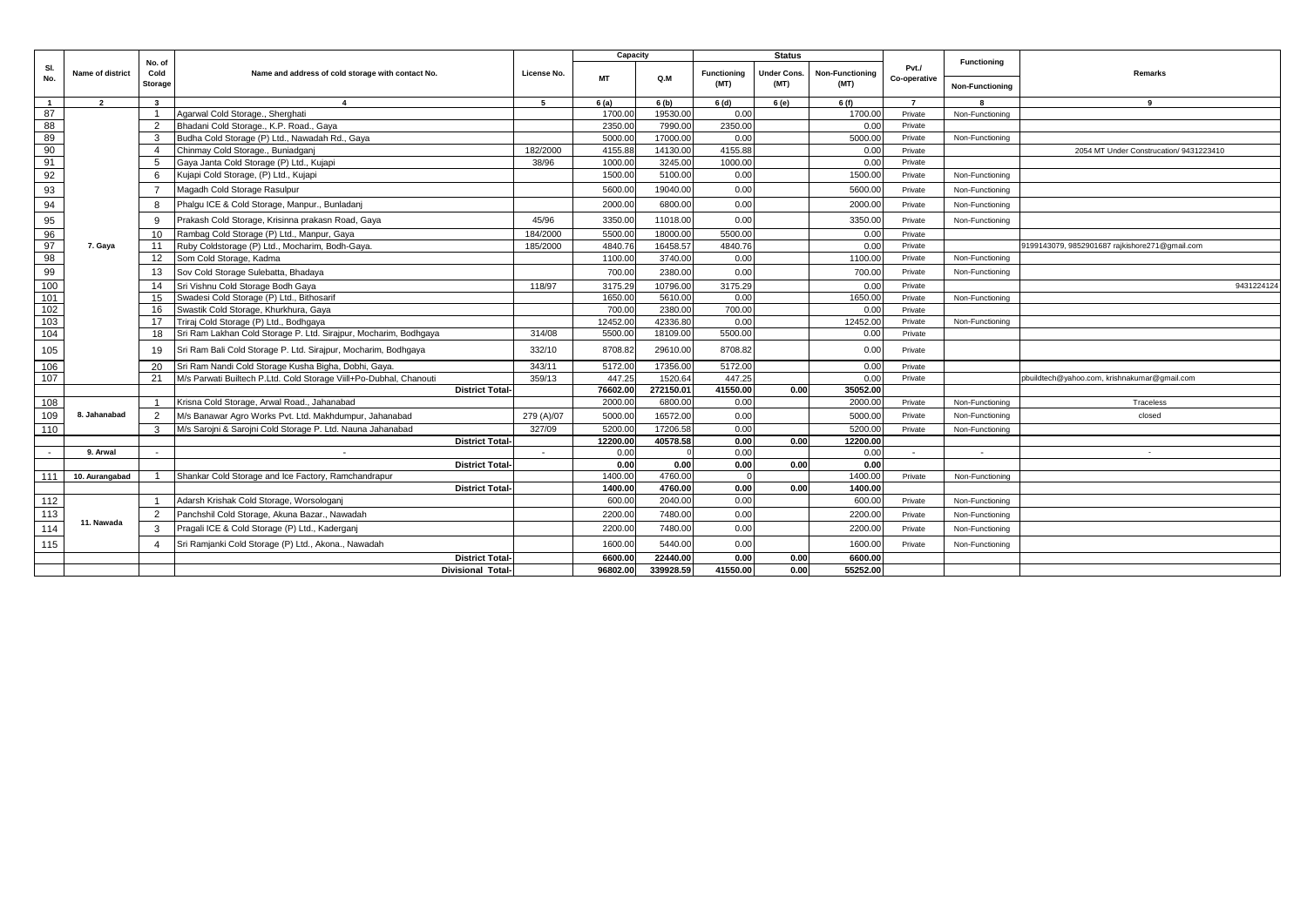| Sl. No. | Name of district | No. of Cold Storage | Name and address of cold storage with contact No. | License No. | Capacity | | Status | | | Pvt./ Co-operative | Functioning | Remarks |
|---|---|---|---|---|---|---|---|---|---|---|---|---|
| | | | | | MT | Q.M | Functioning (MT) | Under Cons. (MT) | Non-Functioning (MT) | | Non-Functioning | |
| 1 | 2 | 3 | 4 | 5 | 6 (a) | 6 (b) | 6 (d) | 6 (e) | 6 (f) | 7 | 8 | 9 |
| 87 | 7. Gaya | 1 | Agarwal Cold Storage., Sherghati | | 1700.00 | 19530.00 | 0.00 | | 1700.00 | Private | Non-Functioning | |
| 88 | | 2 | Bhadani Cold Storage., K.P. Road., Gaya | | 2350.00 | 7990.00 | 2350.00 | | 0.00 | Private | | |
| 89 | | 3 | Budha Cold Storage (P) Ltd., Nawadah Rd., Gaya | | 5000.00 | 17000.00 | 0.00 | | 5000.00 | Private | Non-Functioning | |
| 90 | | 4 | Chinmay Cold Storage., Buniadganj | 182/2000 | 4155.88 | 14130.00 | 4155.88 | | 0.00 | Private | | 2054 MT Under Construcation/ 9431223410 |
| 91 | | 5 | Gaya Janta Cold Storage (P) Ltd., Kujapi | 38/96 | 1000.00 | 3245.00 | 1000.00 | | 0.00 | Private | | |
| 92 | | 6 | Kujapi Cold Storage, (P) Ltd., Kujapi | | 1500.00 | 5100.00 | 0.00 | | 1500.00 | Private | Non-Functioning | |
| 93 | | 7 | Magadh Cold Storage Rasulpur | | 5600.00 | 19040.00 | 0.00 | | 5600.00 | Private | Non-Functioning | |
| 94 | | 8 | Phalgu ICE & Cold Storage, Manpur., Bunladanj | | 2000.00 | 6800.00 | 0.00 | | 2000.00 | Private | Non-Functioning | |
| 95 | | 9 | Prakash Cold Storage, Krisinna prakasn Road, Gaya | 45/96 | 3350.00 | 11018.00 | 0.00 | | 3350.00 | Private | Non-Functioning | |
| 96 | | 10 | Rambag Cold Storage (P) Ltd., Manpur, Gaya | 184/2000 | 5500.00 | 18000.00 | 5500.00 | | 0.00 | Private | | |
| 97 | | 11 | Ruby Coldstorage (P) Ltd., Mocharim, Bodh-Gaya. | 185/2000 | 4840.76 | 16458.57 | 4840.76 | | 0.00 | Private | | 9199143079, 9852901687 rajkishore271@gmail.com |
| 98 | | 12 | Som Cold Storage, Kadma | | 1100.00 | 3740.00 | 0.00 | | 1100.00 | Private | Non-Functioning | |
| 99 | | 13 | Sov Cold Storage Sulebatta, Bhadaya | | 700.00 | 2380.00 | 0.00 | | 700.00 | Private | Non-Functioning | |
| 100 | | 14 | Sri Vishnu Cold Storage Bodh Gaya | 118/97 | 3175.29 | 10796.00 | 3175.29 | | 0.00 | Private | | 9431224124 |
| 101 | | 15 | Swadesi Cold Storage (P) Ltd., Bithosarif | | 1650.00 | 5610.00 | 0.00 | | 1650.00 | Private | Non-Functioning | |
| 102 | | 16 | Swastik Cold Storage, Khurkhura, Gaya | | 700.00 | 2380.00 | 700.00 | | 0.00 | Private | | |
| 103 | | 17 | Triraj Cold Storage (P) Ltd., Bodhgaya | | 12452.00 | 42336.80 | 0.00 | | 12452.00 | Private | Non-Functioning | |
| 104 | | 18 | Sri Ram Lakhan Cold Storage P. Ltd. Sirajpur, Mocharim, Bodhgaya | 314/08 | 5500.00 | 18109.00 | 5500.00 | | 0.00 | Private | | |
| 105 | | 19 | Sri Ram Bali Cold Storage P. Ltd. Sirajpur, Mocharim, Bodhgaya | 332/10 | 8708.82 | 29610.00 | 8708.82 | | 0.00 | Private | | |
| 106 | | 20 | Sri Ram Nandi Cold Storage Kusha Bigha, Dobhi, Gaya. | 343/11 | 5172.00 | 17356.00 | 5172.00 | | 0.00 | Private | | |
| 107 | | 21 | M/s Parwati Builtech P.Ltd. Cold Storage Viill+Po-Dubhal, Chanouti | 359/13 | 447.25 | 1520.64 | 447.25 | | 0.00 | Private | | pbuildtech@yahoo.com, krishnakumar@gmail.com |
| | | | **District Total-** | | **76602.00** | **272150.01** | **41550.00** | **0.00** | **35052.00** | | | |
| 108 | 8. Jahanabad | 1 | Krisna Cold Storage, Arwal Road., Jahanabad | | 2000.00 | 6800.00 | 0.00 | | 2000.00 | Private | Non-Functioning | Traceless |
| 109 | | 2 | M/s Banawar Agro Works Pvt. Ltd. Makhdumpur, Jahanabad | 279 (A)/07 | 5000.00 | 16572.00 | 0.00 | | 5000.00 | Private | Non-Functioning | closed |
| 110 | | 3 | M/s Sarojni & Sarojni Cold Storage P. Ltd. Nauna Jahanabad | 327/09 | 5200.00 | 17206.58 | 0.00 | | 5200.00 | Private | Non-Functioning | |
| | | | **District Total-** | | **12200.00** | **40578.58** | **0.00** | **0.00** | **12200.00** | | | |
| - | 9. Arwal | - | - | - | 0.00 | 0 | 0.00 | | 0.00 | - | - | - |
| | | | **District Total-** | | **0.00** | **0.00** | **0.00** | **0.00** | **0.00** | | | |
| 111 | 10. Aurangabad | 1 | Shankar Cold Storage and Ice Factory, Ramchandrapur | | 1400.00 | 4760.00 | 0 | | 1400.00 | Private | Non-Functioning | |
| | | | **District Total-** | | **1400.00** | **4760.00** | **0.00** | **0.00** | **1400.00** | | | |
| 112 | 11. Nawada | 1 | Adarsh Krishak Cold Storage, Worsologanj | | 600.00 | 2040.00 | 0.00 | | 600.00 | Private | Non-Functioning | |
| 113 | | 2 | Panchshil Cold Storage, Akuna Bazar., Nawadah | | 2200.00 | 7480.00 | 0.00 | | 2200.00 | Private | Non-Functioning | |
| 114 | | 3 | Pragali ICE & Cold Storage (P) Ltd., Kaderganj | | 2200.00 | 7480.00 | 0.00 | | 2200.00 | Private | Non-Functioning | |
| 115 | | 4 | Sri Ramjanki Cold Storage (P) Ltd., Akona., Nawadah | | 1600.00 | 5440.00 | 0.00 | | 1600.00 | Private | Non-Functioning | |
| | | | **District Total-** | | **6600.00** | **22440.00** | **0.00** | **0.00** | **6600.00** | | | |
| | | | **Divisional Total-** | | **96802.00** | **339928.59** | **41550.00** | **0.00** | **55252.00** | | | |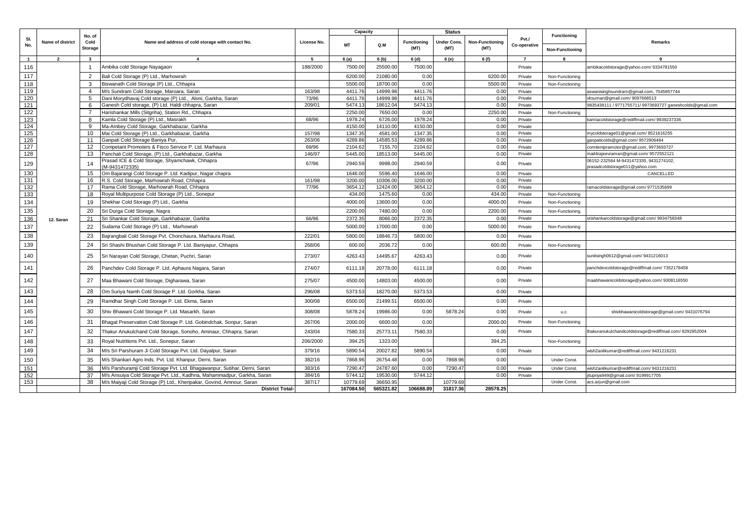| Sl. No. | Name of district | No. of Cold Storage | Name and address of cold storage with contact No. | License No. | Capacity | | Status | | | Pvt./ Co-operative | Functioning / Non-Functioning | Remarks |
|---|---|---|---|---|---|---|---|---|---|---|---|---|
| | | | | | MT | Q.M | Functioning (MT) | Under Cons. (MT) | Non-Functioning (MT) | | | |
| 1 | 2 | 3 | 4 | 5 | 6 (a) | 6 (b) | 6 (d) | 6 (e) | 6 (f) | 7 | 8 | 9 |
| 116 | 12. Saran | 1 | Ambika cold Storage Nayagaon | 188/2000 | 7500.00 | 25500.00 | 7500.00 | | | Private | | ambikacoldstorage@yahoo.com/ 9334781550 |
| 117 | | 2 | Bali Cold Storage (P) Ltd., Marhowrah | | 6200.00 | 21080.00 | 0.00 | | 6200.00 | Private | Non-Functioning | |
| 118 | | 3 | Biswanath Cold Storage (P) Ltd., Chhapra | | 5500.00 | 18700.00 | 0.00 | | 5500.00 | Private | Non-Functioning | |
| 119 | | 4 | M/s Sundram Cold Storage, Maroara, Saran | 163/98 | 4411.76 | 14999.98 | 4411.76 | | 0.00 | Private | | aswanisinghsundram@gmail.com, 7545857744 |
| 120 | | 5 | Dani Morydhavaj Cold storage (P) Ltd., Aloni, Garkha, Saran | 73/96 | 4411.76 | 14999.98 | 4411.76 | | 0.00 | Private | | vksuman@gmail.com/ 9097668513 |
| 121 | | 6 | Ganesh Cold storage, (P) Ltd. Haldi chhapra, Saran | 209/01 | 5474.13 | 18612.04 | 5474.13 | | 0.00 | Private | | 9835438111 / 9771755711/ 9973693727 ganeshcolds@gmail.com |
| 122 | | 7 | Harishankar Mills (Sitgriha), Station Rd., Chhapra | | 2250.00 | 7650.00 | 0.00 | | 2250.00 | Private | Non-Functioning | |
| 123 | | 8 | Kamla Cold Storage (P) Ltd., Masrakh | 68/96 | 1978.24 | 6726.00 | 1978.24 | | 0.00 | Private | | kamlacoldstorage@rediffmail.com/ 9939237336 |
| 124 | | 9 | Ma-Ambey Cold Storage, Garkhabazar, Garkha | | 4150.00 | 14110.00 | 4150.00 | | 0.00 | Private | | |
| 125 | | 10 | Mai Cold Storage (P) Ltd., Garkhabazar, Garkha | 157/98 | 1347.35 | 4581.00 | 1347.35 | | 0.00 | Private | | mycoldstorage01@gmail.com/ 8521616255 |
| 126 | | 11 | Ganpati Cold Storage Baniya Pur, | 263/06 | 4289.86 | 14585.53 | 4289.86 | | 0.00 | Private | | ganpaticolds@gmail.com/ 9572906484 |
| 127 | | 12 | Competant Promoters & Fisco Service P. Ltd. Marhaura | 69/96 | 2104.62 | 7155.70 | 2104.62 | | 0.00 | Private | | comitentpramotor@gmail.com, 9973693727 |
| 128 | | 13 | Panchali Cold Storage, (P) Ltd., Garkhabazar, Garkha | 146/97 | 5445.00 | 18513.00 | 5445.00 | | 0.00 | Private | | mail4rajeevraman@gmail.com/ 9572552121 |
| 129 | | 14 | Prasad ICE & Cold Storage, Shyamchawk, Chhapra (M-9431472335) | 67/96 | 2940.59 | 9998.00 | 2940.59 | | 0.00 | Private | | 06152-232564 M-9431472335, 9431274102, prasadcoldstorage011@yahoo.com |
| 130 | | 15 | Om Bajarangi Cold Storage P. Ltd. Kadipur, Nagar chapra | | 1646.00 | 5596.40 | 1646.00 | | 0.00 | Private | | CANCELLED |
| 131 | | 16 | R.S. Cold Storage, Marhowrah Road, Chhapra | 161/98 | 3200.00 | 10306.00 | 3200.00 | | 0.00 | Private | | |
| 132 | | 17 | Rama Cold Storage, Marhowrah Road, Chhapra | 77/96 | 3654.12 | 12424.00 | 3654.12 | | 0.00 | Private | | ramacoldstorage@gmail.com/ 9771535699 |
| 133 | | 18 | Royal Multipurpose Cold Storage (P) Ltd., Sonepur | | 434.00 | 1475.60 | 0.00 | | 434.00 | Private | Non-Functioning | |
| 134 | | 19 | Shekhar Cold Storage (P) Ltd., Garkha | | 4000.00 | 13600.00 | 0.00 | | 4000.00 | Private | Non-Functioning | |
| 135 | | 20 | Sri Durga Cold Storage, Nagra | | 2200.00 | 7480.00 | 0.00 | | 2200.00 | Private | Non-Functioning | |
| 136 | | 21 | Sri Shankar Cold Storage, Garkhabazar, Garkha | 66/96 | 2372.35 | 8066.00 | 2372.35 | | 0.00 | Private | | srishankarcoldstorage@gmail.com/ 9934758348 |
| 137 | | 22 | Sudama Cold Storage (P) Ltd., Marhowrah | | 5000.00 | 17000.00 | 0.00 | | 5000.00 | Private | Non-Functioning | |
| 138 | | 23 | Bajrangbali Cold Storage Pvt. Chonchaura, Marhaura Road, | 222/01 | 5800.00 | 18846.73 | 5800.00 | | 0.00 | Private | | |
| 139 | | 24 | Sri Shashi Bhushan Cold Storage P. Ltd. Baniyapur, Chhapra | 268/06 | 600.00 | 2036.72 | 0.00 | | 600.00 | Private | Non-Functioning | |
| 140 | | 25 | Sri Narayan Cold Storage, Chetan, Puchri, Saran | 273/07 | 4263.43 | 14495.67 | 4263.43 | | 0.00 | Private | | sunilsingh0612@gmail.com/ 9431216013 |
| 141 | | 26 | Panchdev Cold Storage P. Ltd. Aphaura Nagara, Saran | 274/07 | 6111.18 | 20778.00 | 6111.18 | | 0.00 | Private | | panchdevcoldstorage@rediffmail.com/ 7352178458 |
| 142 | | 27 | Maa Bhawani Cold Storage, Digharawa, Saran | 275/07 | 4500.00 | 14803.00 | 4500.00 | | 0.00 | Private | | maabhawanicoldstorage@yahoo.com/ 9308116550 |
| 143 | | 28 | Om Suriya Namh Cold Storage P. Ltd. Gorkha, Saran | 296/08 | 5373.53 | 18270.00 | 5373.53 | | 0.00 | Private | | |
| 144 | | 29 | Ramdhar Singh Cold Storage P. Ltd. Ekma, Saran | 300/08 | 6500.00 | 21499.51 | 6500.00 | | 0.00 | Private | | |
| 145 | | 30 | Shiv Bhawani Cold Storage P. Ltd. Masarkh, Saran | 308/08 | 5878.24 | 19986.00 | 0.00 | 5878.24 | 0.00 | Private | u.c. | shivbhawanicoldstorage@gmail.com/ 9431076794 |
| 146 | | 31 | Bhagat Preservation Cold Storage P. Ltd. Gobindchak, Sonpur, Saran | 267/06 | 2000.00 | 6600.00 | 0.00 | | 2000.00 | Private | Non-Functioning | |
| 147 | | 32 | Thakur Anukulchand Cold Storage, Sonoho, Aminaur, Chhapra, Saran | 243/04 | 7580.33 | 25773.11 | 7580.33 | | 0.00 | Private | | thakuranukulchandcoldstorage@rediffmail.com/ 8292952004 |
| 148 | | 33 | Royal Nutritions Pvt. Ltd., Sonepur, Saran | 206/2000 | 394.25 | 1323.00 | | | 394.25 | | Non-Functioning | |
| 149 | | 34 | M/s Sri Parshuram Ji Cold Storage Pvt. Ltd. Dayalpur, Saran | 379/16 | 5890.54 | 20027.82 | 5890.54 | | 0.00 | Private | | wish2anilkumar@rediffmail.com/ 9431216231 |
| 150 | | 35 | M/s Shankari Agro Inds. Pvt. Ltd Khanpur, Derni, Saran | 382/16 | 7868.96 | 26754.48 | 0.00 | 7868.96 | 0.00 | | Under Const. | |
| 151 | | 36 | M/s Parshuramji Cold Storage Pvt. Ltd. Bhagawanpur, Sutihar, Derni, Saran | 383/16 | 7290.47 | 24787.60 | 0.00 | 7290.47 | 0.00 | Private | Under Const. | wish2anilkumar@rediffmail.com/ 9431216231 |
| 152 | | 37 | M/s Ansuiya Cold Storage Pvt. Ltd., Kadhna, Mahammadpur, Garkha, Saran | 384/16 | 5744.12 | 19530.00 | 5744.12 | | 0.00 | Private | | jitupriya949@gmail.com/ 9199917705 |
| 153 | | 38 | M/s Maiyaji Cold Storage (P) Ltd., Kheripakar, Govind, Amnour, Saran | 387/17 | 10779.69 | 36650.95 | | 10779.69 | | | Under Const. | acs.arjun@gmail.com |
| | | | **District Total-** | | **167084.50** | **565321.82** | **106688.89** | **31817.36** | **28578.25** | | | |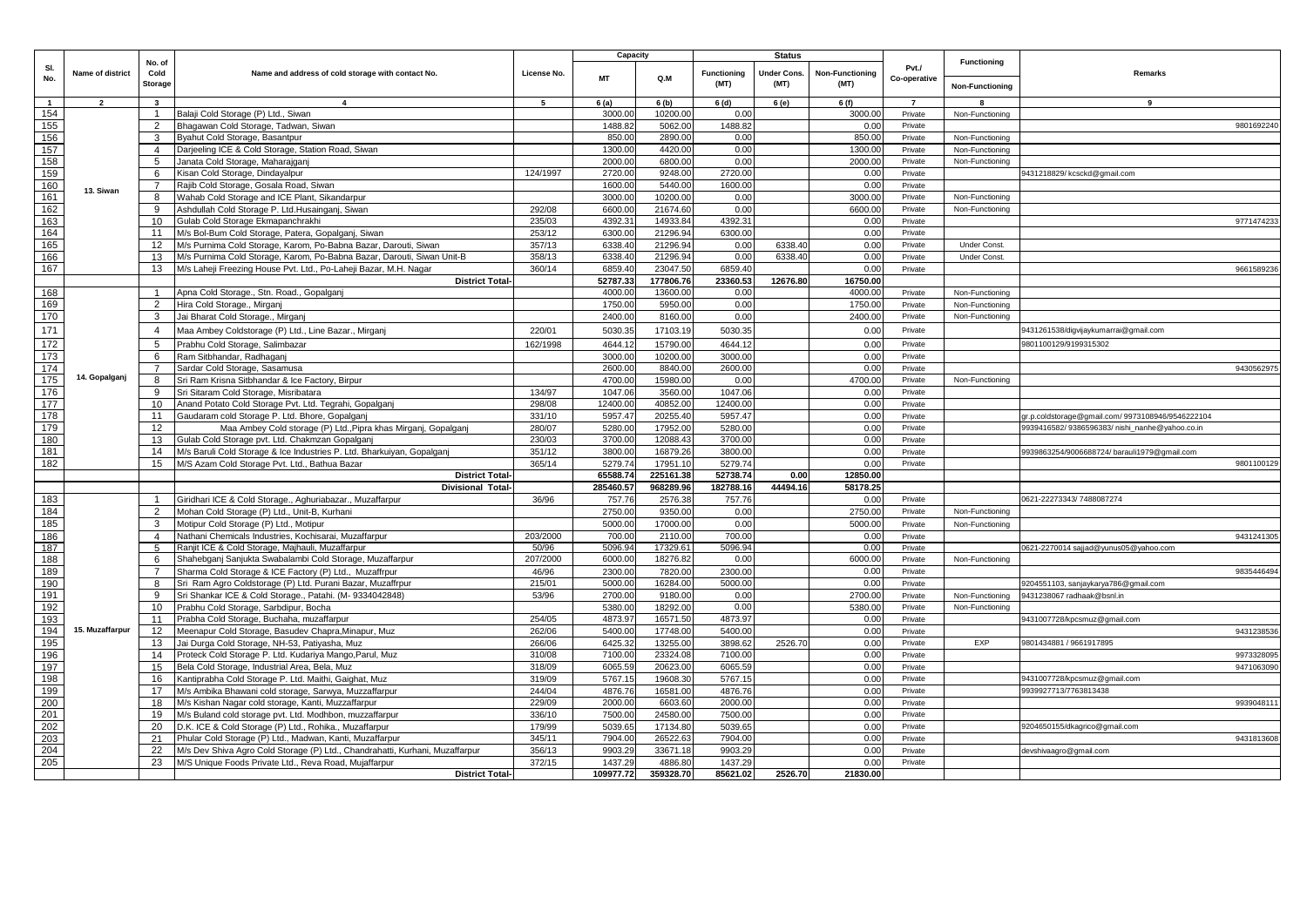| Sl. No. | Name of district | No. of Cold Storage | Name and address of cold storage with contact No. | License No. | Capacity | | Status | | | Pvt./ Co-operative | Functioning / Non-Functioning | Remarks |
|---|---|---|---|---|---|---|---|---|---|---|---|---|
| | | | | | MT | Q.M | Functioning (MT) | Under Cons. (MT) | Non-Functioning (MT) | | | |
| 1 | 2 | 3 | 4 | 5 | 6 (a) | 6 (b) | 6 (d) | 6 (e) | 6 (f) | 7 | 8 | 9 |
| 154 | 13. Siwan | 1 | Balaji Cold Storage (P) Ltd., Siwan | | 3000.00 | 10200.00 | 0.00 | | 3000.00 | Private | Non-Functioning | |
| 155 | | 2 | Bhagawan Cold Storage, Tadwan, Siwan | | 1488.82 | 5062.00 | 1488.82 | | 0.00 | Private | | 9801692240 |
| 156 | | 3 | Byahut Cold Storage, Basantpur | | 850.00 | 2890.00 | 0.00 | | 850.00 | Private | Non-Functioning | |
| 157 | | 4 | Darjeeling ICE & Cold Storage, Station Road, Siwan | | 1300.00 | 4420.00 | 0.00 | | 1300.00 | Private | Non-Functioning | |
| 158 | | 5 | Janata Cold Storage, Maharajganj | | 2000.00 | 6800.00 | 0.00 | | 2000.00 | Private | Non-Functioning | |
| 159 | | 6 | Kisan Cold Storage, Dindayalpur | 124/1997 | 2720.00 | 9248.00 | 2720.00 | | 0.00 | Private | | 9431218829/ kcsckd@gmail.com |
| 160 | | 7 | Rajib Cold Storage, Gosala Road, Siwan | | 1600.00 | 5440.00 | 1600.00 | | 0.00 | Private | | |
| 161 | | 8 | Wahab Cold Storage and ICE Plant, Sikandarpur | | 3000.00 | 10200.00 | 0.00 | | 3000.00 | Private | Non-Functioning | |
| 162 | | 9 | Ashdullah Cold Storage P. Ltd.Husainganj, Siwan | 292/08 | 6600.00 | 21674.60 | 0.00 | | 6600.00 | Private | Non-Functioning | |
| 163 | | 10 | Gulab Cold Storage Ekmapanchrakhi | 235/03 | 4392.31 | 14933.84 | 4392.31 | | 0.00 | Private | | 9771474233 |
| 164 | | 11 | M/s Bol-Bum Cold Storage, Patera, Gopalganj, Siwan | 253/12 | 6300.00 | 21296.94 | 6300.00 | | 0.00 | Private | | |
| 165 | | 12 | M/s Purnima Cold Storage, Karom, Po-Babna Bazar, Darouti, Siwan | 357/13 | 6338.40 | 21296.94 | 0.00 | 6338.40 | 0.00 | Private | Under Const. | |
| 166 | | 13 | M/s Purnima Cold Storage, Karom, Po-Babna Bazar, Darouti, Siwan Unit-B | 358/13 | 6338.40 | 21296.94 | 0.00 | 6338.40 | 0.00 | Private | Under Const. | |
| 167 | | 13 | M/s Laheji Freezing House Pvt. Ltd., Po-Laheji Bazar, M.H. Nagar | 360/14 | 6859.40 | 23047.50 | 6859.40 | | 0.00 | Private | | 9661589236 |
| | | | **District Total-** | | **52787.33** | **177806.76** | **23360.53** | **12676.80** | **16750.00** | | | |
| 168 | 14. Gopalganj | 1 | Apna Cold Storage., Stn. Road., Gopalganj | | 4000.00 | 13600.00 | 0.00 | | 4000.00 | Private | Non-Functioning | |
| 169 | | 2 | Hira Cold Storage., Mirganj | | 1750.00 | 5950.00 | 0.00 | | 1750.00 | Private | Non-Functioning | |
| 170 | | 3 | Jai Bharat Cold Storage., Mirganj | | 2400.00 | 8160.00 | 0.00 | | 2400.00 | Private | Non-Functioning | |
| 171 | | 4 | Maa Ambey Coldstorage (P) Ltd., Line Bazar., Mirganj | 220/01 | 5030.35 | 17103.19 | 5030.35 | | 0.00 | Private | | 9431261538/digvijaykumarrai@gmail.com |
| 172 | | 5 | Prabhu Cold Storage, Salimbazar | 162/1998 | 4644.12 | 15790.00 | 4644.12 | | 0.00 | Private | | 9801100129/9199315302 |
| 173 | | 6 | Ram Sitbhandar, Radhaganj | | 3000.00 | 10200.00 | 3000.00 | | 0.00 | Private | | |
| 174 | | 7 | Sardar Cold Storage, Sasamusa | | 2600.00 | 8840.00 | 2600.00 | | 0.00 | Private | | 9430562975 |
| 175 | | 8 | Sri Ram Krisna Sitbhandar & Ice Factory, Birpur | | 4700.00 | 15980.00 | 0.00 | | 4700.00 | Private | Non-Functioning | |
| 176 | | 9 | Sri Sitaram Cold Storage, Misribatara | 134/97 | 1047.06 | 3560.00 | 1047.06 | | 0.00 | Private | | |
| 177 | | 10 | Anand Potato Cold Storage Pvt. Ltd. Tegrahi, Gopalganj | 298/08 | 12400.00 | 40852.00 | 12400.00 | | 0.00 | Private | | |
| 178 | | 11 | Gaudaram cold Storage P. Ltd. Bhore, Gopalganj | 331/10 | 5957.47 | 20255.40 | 5957.47 | | 0.00 | Private | | gr.p.coldstorage@gmail.com/ 9973108946/9546222104 |
| 179 | | 12 | Maa Ambey Cold storage (P) Ltd.,Pipra khas Mirganj, Gopalganj | 280/07 | 5280.00 | 17952.00 | 5280.00 | | 0.00 | Private | | 9939416582/ 9386596383/ nishi_nanhe@yahoo.co.in |
| 180 | | 13 | Gulab Cold Storage pvt. Ltd. Chakmzan Gopalganj | 230/03 | 3700.00 | 12088.43 | 3700.00 | | 0.00 | Private | | |
| 181 | | 14 | M/s Baruli Cold Storage & Ice Industries P. Ltd. Bharkuiyan, Gopalganj | 351/12 | 3800.00 | 16879.26 | 3800.00 | | 0.00 | Private | | 9939863254/9006688724/ barauli1979@gmail.com |
| 182 | | 15 | M/S Azam Cold Storage Pvt. Ltd., Bathua Bazar | 365/14 | 5279.74 | 17951.10 | 5279.74 | | 0.00 | Private | | 9801100129 |
| | | | **District Total-** | | **65588.74** | **225161.38** | **52738.74** | **0.00** | **12850.00** | | | |
| | | | **Divisional Total-** | | **285460.57** | **968289.96** | **182788.16** | **44494.16** | **58178.25** | | | |
| 183 | 15. Muzaffarpur | 1 | Giridhari ICE & Cold Storage., Aghuriabazar., Muzaffarpur | 36/96 | 757.76 | 2576.38 | 757.76 | | 0.00 | Private | | 0621-22273343/ 7488087274 |
| 184 | | 2 | Mohan Cold Storage (P) Ltd., Unit-B, Kurhani | | 2750.00 | 9350.00 | 0.00 | | 2750.00 | Private | Non-Functioning | |
| 185 | | 3 | Motipur Cold Storage (P) Ltd., Motipur | | 5000.00 | 17000.00 | 0.00 | | 5000.00 | Private | Non-Functioning | |
| 186 | | 4 | Nathani Chemicals Industries, Kochisarai, Muzaffarpur | 203/2000 | 700.00 | 2110.00 | 700.00 | | 0.00 | Private | | 9431241305 |
| 187 | | 5 | Ranjit ICE & Cold Storage, Majhauli, Muzaffarpur | 50/96 | 5096.94 | 17329.61 | 5096.94 | | 0.00 | Private | | 0621-2270014 sajjad@yunus05@yahoo.com |
| 188 | | 6 | Shahebganj Sanjukta Swabalambi Cold Storage, Muzaffarpur | 207/2000 | 6000.00 | 18276.82 | 0.00 | | 6000.00 | Private | Non-Functioning | |
| 189 | | 7 | Sharma Cold Storage & ICE Factory (P) Ltd., Muzaffrpur | 46/96 | 2300.00 | 7820.00 | 2300.00 | | 0.00 | Private | | 9835446494 |
| 190 | | 8 | Sri Ram Agro Coldstorage (P) Ltd. Purani Bazar, Muzaffrpur | 215/01 | 5000.00 | 16284.00 | 5000.00 | | 0.00 | Private | | 9204551103, sanjaykarya786@gmail.com |
| 191 | | 9 | Sri Shankar ICE & Cold Storage., Patahi. (M- 9334042848) | 53/96 | 2700.00 | 9180.00 | 0.00 | | 2700.00 | Private | Non-Functioning | 9431238067 radhaak@bsnl.in |
| 192 | | 10 | Prabhu Cold Storage, Sarbdipur, Bocha | | 5380.00 | 18292.00 | 0.00 | | 5380.00 | Private | Non-Functioning | |
| 193 | | 11 | Prabha Cold Storage, Buchaha, muzaffarpur | 254/05 | 4873.97 | 16571.50 | 4873.97 | | 0.00 | Private | | 9431007728/kpcsmuz@gmail.com |
| 194 | | 12 | Meenapur Cold Storage, Basudev Chapra,Minapur, Muz | 262/06 | 5400.00 | 17748.00 | 5400.00 | | 0.00 | Private | | 9431238536 |
| 195 | | 13 | Jai Durga Cold Storage, NH-53, Patiyasha, Muz | 266/06 | 6425.32 | 13255.00 | 3898.62 | 2526.70 | 0.00 | Private | EXP | 9801434881 / 9661917895 |
| 196 | | 14 | Proteck Cold Storage P. Ltd. Kudariya Mango,Parul, Muz | 310/08 | 7100.00 | 23324.08 | 7100.00 | | 0.00 | Private | | 9973328095 |
| 197 | | 15 | Bela Cold Storage, Industrial Area, Bela, Muz | 318/09 | 6065.59 | 20623.00 | 6065.59 | | 0.00 | Private | | 9471063090 |
| 198 | | 16 | Kantiprabha Cold Storage P. Ltd. Maithi, Gaighat, Muz | 319/09 | 5767.15 | 19608.30 | 5767.15 | | 0.00 | Private | | 9431007728/kpcsmuz@gmail.com |
| 199 | | 17 | M/s Ambika Bhawani cold storage, Sarwya, Muzzaffarpur | 244/04 | 4876.76 | 16581.00 | 4876.76 | | 0.00 | Private | | 9939927713/7763813438 |
| 200 | | 18 | M/s Kishan Nagar cold storage, Kanti, Muzzaffarpur | 229/09 | 2000.00 | 6603.60 | 2000.00 | | 0.00 | Private | | 9939048111 |
| 201 | | 19 | M/s Buland cold storage pvt. Ltd. Modhbon, muzzaffarpur | 336/10 | 7500.00 | 24580.00 | 7500.00 | | 0.00 | Private | | |
| 202 | | 20 | D.K. ICE & Cold Storage (P) Ltd., Rohika., Muzaffarpur | 179/99 | 5039.65 | 17134.80 | 5039.65 | | 0.00 | Private | | 9204650155/dkagrico@gmail.com |
| 203 | | 21 | Phular Cold Storage (P) Ltd., Madwan, Kanti, Muzaffarpur | 345/11 | 7904.00 | 26522.63 | 7904.00 | | 0.00 | Private | | 9431813608 |
| 204 | | 22 | M/s Dev Shiva Agro Cold Storage (P) Ltd., Chandrahatti, Kurhani, Muzaffarpur | 356/13 | 9903.29 | 33671.18 | 9903.29 | | 0.00 | Private | | devshivaagro@gmail.com |
| 205 | | 23 | M/S Unique Foods Private Ltd., Reva Road, Mujaffarpur | 372/15 | 1437.29 | 4886.80 | 1437.29 | | 0.00 | Private | | |
| | | | **District Total-** | | **109977.72** | **359328.70** | **85621.02** | **2526.70** | **21830.00** | | | |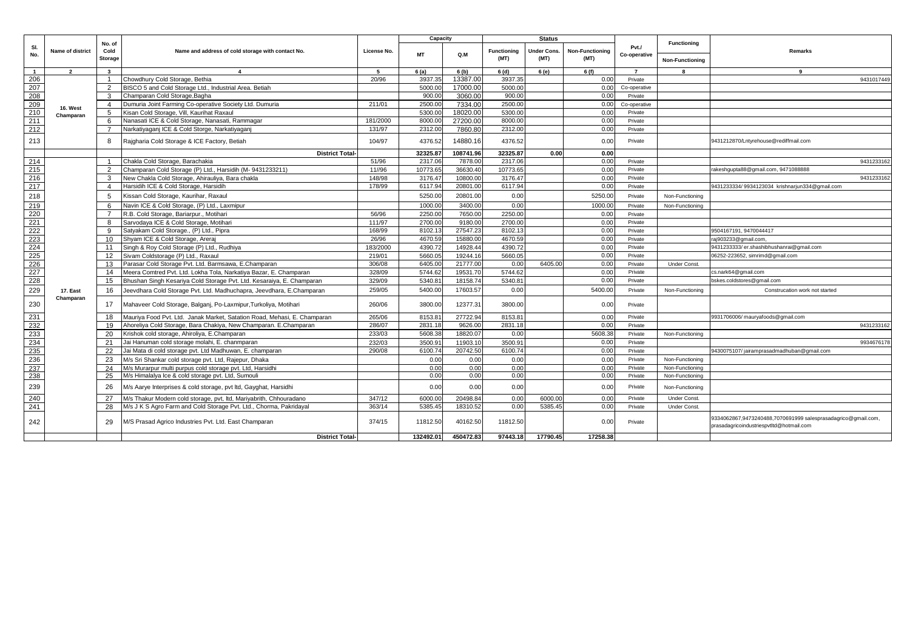| Sl. No. | Name of district | No. of Cold Storage | Name and address of cold storage with contact No. | License No. | Capacity | | Status | | | Pvt./ Co-operative | Functioning / Non-Functioning | Remarks |
|---|---|---|---|---|---|---|---|---|---|---|---|---|
| | | | | | MT | Q.M | Functioning (MT) | Under Cons. (MT) | Non-Functioning (MT) | | | |
| 1 | 2 | 3 | 4 | 5 | 6 (a) | 6 (b) | 6 (d) | 6 (e) | 6 (f) | 7 | 8 | 9 |
| 206 | 16. West Champaran | 1 | Chowdhury Cold Storage, Bethia | 20/96 | 3937.35 | 13387.00 | 3937.35 | | 0.00 | Private | | 9431017449 |
| 207 | | 2 | BISCO 5 and Cold Storage Ltd., Industrial Area. Betiah | | 5000.00 | 17000.00 | 5000.00 | | 0.00 | Co-operative | | |
| 208 | | 3 | Champaran Cold Storage,Bagha | | 900.00 | 3060.00 | 900.00 | | 0.00 | Private | | |
| 209 | | 4 | Dumuria Joint Farming Co-operative Society Ltd. Dumuria | 211/01 | 2500.00 | 7334.00 | 2500.00 | | 0.00 | Co-operative | | |
| 210 | | 5 | Kisan Cold Storage, Vill, Kaurihat Raxaul | | 5300.00 | 18020.00 | 5300.00 | | 0.00 | Private | | |
| 211 | | 6 | Nanasati ICE & Cold Storage, Nanasati, Rammagar | 181/2000 | 8000.00 | 27200.00 | 8000.00 | | 0.00 | Private | | |
| 212 | | 7 | Narkatiyaganj ICE & Cold Storge, Narkatiyaganj | 131/97 | 2312.00 | 7860.80 | 2312.00 | | 0.00 | Private | | |
| 213 | | 8 | Rajgharia Cold Storage & ICE Factory, Betiah | 104/97 | 4376.52 | 14880.16 | 4376.52 | | 0.00 | Private | | 9431212870/Lntyrehouse@rediffmail.com |
| | | | **District Total-** | | 32325.87 | 108741.96 | 32325.87 | 0.00 | 0.00 | | | |
| 214 | 17. East Champaran | 1 | Chakla Cold Storage, Barachakia | 51/96 | 2317.06 | 7878.00 | 2317.06 | | 0.00 | Private | | 9431233162 |
| 215 | | 2 | Champaran Cold Storage (P) Ltd., Harsidih (M- 9431233211) | 11//96 | 10773.65 | 36630.40 | 10773.65 | | 0.00 | Private | | rakeshgupta88@gmail.com, 9471088888 |
| 216 | | 3 | New Chakla Cold Storage, Ahirauliya, Bara chakla | 148/98 | 3176.47 | 10800.00 | 3176.47 | | 0.00 | Private | | 9431233162 |
| 217 | | 4 | Harsidih ICE & Cold Storage, Harsidih | 178/99 | 6117.94 | 20801.00 | 6117.94 | | 0.00 | Private | | 9431233334/ 9934123034 krishnarjun334@gmail.com |
| 218 | | 5 | Kissan Cold Storage, Kaurihar, Raxaul | | 5250.00 | 20801.00 | 0.00 | | 5250.00 | Private | Non-Functioning | |
| 219 | | 6 | Navin ICE & Cold Storage, (P) Ltd., Laxmipur | | 1000.00 | 3400.00 | 0.00 | | 1000.00 | Private | Non-Functioning | |
| 220 | | 7 | R.B. Cold Storage, Bariarpur., Motihari | 56/96 | 2250.00 | 7650.00 | 2250.00 | | 0.00 | Private | | |
| 221 | | 8 | Sarvodaya ICE & Cold Storage, Motihari | 111/97 | 2700.00 | 9180.00 | 2700.00 | | 0.00 | Private | | |
| 222 | | 9 | Satyakam Cold Storage., (P) Ltd., Pipra | 168/99 | 8102.13 | 27547.23 | 8102.13 | | 0.00 | Private | | 9504167191, 9470044417 |
| 223 | | 10 | Shyam ICE & Cold Storage, Areraj | 26/96 | 4670.59 | 15880.00 | 4670.59 | | 0.00 | Private | | raj903233@gmail.com, |
| 224 | | 11 | Singh & Roy Cold Storage (P) Ltd., Rudhiya | 183/2000 | 4390.72 | 14928.44 | 4390.72 | | 0.00 | Private | | 9431233333/ er.shashibhushanrai@gmail.com |
| 225 | | 12 | Sivam Coldstorage (P) Ltd., Raxaul | 219/01 | 5660.05 | 19244.16 | 5660.05 | | 0.00 | Private | | 06252-223652, simrimd@gmail.com |
| 226 | | 13 | Parasar Cold Storage Pvt. Ltd. Barmsawa, E.Champaran | 306/08 | 6405.00 | 21777.00 | 0.00 | 6405.00 | 0.00 | Private | Under Const. | |
| 227 | | 14 | Meera Comtred Pvt. Ltd. Lokha Tola, Narkatiya Bazar, E. Champaran | 328/09 | 5744.62 | 19531.70 | 5744.62 | | 0.00 | Private | | cs.nark64@gmail.com |
| 228 | | 15 | Bhushan Singh Kesariya Cold Storage Pvt. Ltd. Kesaraiya, E. Champaran | 329/09 | 5340.81 | 18158.74 | 5340.81 | | 0.00 | Private | | bskes.coldstores@gmail.com |
| 229 | | 16 | Jeevdhara Cold Storage Pvt. Ltd. Madhuchapra, Jeevdhara, E.Champaran | 259/05 | 5400.00 | 17603.57 | 0.00 | | 5400.00 | Private | Non-Functioning | Construcation work not started |
| 230 | | 17 | Mahaveer Cold Storage, Balganj, Po-Laxmipur,Turkoliya, Motihari | 260/06 | 3800.00 | 12377.31 | 3800.00 | | 0.00 | Private | | |
| 231 | | 18 | Mauriya Food Pvt. Ltd. Janak Market, Satation Road, Mehasi, E. Champaran | 265/06 | 8153.81 | 27722.94 | 8153.81 | | 0.00 | Private | | 9931706006/ mauryafoods@gmail.com |
| 232 | | 19 | Ahoreliya Cold Storage, Bara Chakiya, New Champaran. E.Champaran | 286/07 | 2831.18 | 9626.00 | 2831.18 | | 0.00 | Private | | 9431233162 |
| 233 | | 20 | Krishok cold storage, Ahiroliya, E.Champaran | 233/03 | 5608.38 | 18820.07 | 0.00 | | 5608.38 | Private | Non-Functioning | |
| 234 | | 21 | Jai Hanuman cold storage molahi, E. chanmparan | 232/03 | 3500.91 | 11903.10 | 3500.91 | | 0.00 | Private | | 9934676178 |
| 235 | | 22 | Jai Mata di cold storage pvt. Ltd Madhuwan, E. champaran | 290/08 | 6100.74 | 20742.50 | 6100.74 | | 0.00 | Private | | 9430075107/ jairamprasadmadhuban@gmail.com |
| 236 | | 23 | M/s Sri Shankar cold storage pvt. Ltd, Rajepur, Dhaka | | 0.00 | 0.00 | 0.00 | | 0.00 | Private | Non-Functioning | |
| 237 | | 24 | M/s Murarpur multi purpus cold storage pvt. Ltd, Harsidhi | | 0.00 | 0.00 | 0.00 | | 0.00 | Private | Non-Functioning | |
| 238 | | 25 | M/s Himalalya Ice & cold storage pvt. Ltd, Sumouli | | 0.00 | 0.00 | 0.00 | | 0.00 | Private | Non-Functioning | |
| 239 | | 26 | M/s Aarye Interprises & cold storage, pvt ltd, Gayghat, Harsidhi | | 0.00 | 0.00 | 0.00 | | 0.00 | Private | Non-Functioning | |
| 240 | | 27 | M/s Thakur Modern cold storage, pvt. ltd, Mariyabrith, Chhouradano | 347/12 | 6000.00 | 20498.84 | 0.00 | 6000.00 | 0.00 | Private | Under Const. | |
| 241 | | 28 | M/s J K S Agro Farm and Cold Storage Pvt. Ltd., Chorma, Pakridayal | 363/14 | 5385.45 | 18310.52 | 0.00 | 5385.45 | 0.00 | Private | Under Const. | |
| 242 | | 29 | M/S Prasad Agrico Industries Pvt. Ltd. East Champaran | 374/15 | 11812.50 | 40162.50 | 11812.50 | | 0.00 | Private | | 9334062867,9473240488,7070691999 salesprasadagrico@gmail.com, prasadagricoindustriespvtltd@hotmail.com |
| | | | **District Total-** | | 132492.01 | 450472.83 | 97443.18 | 17790.45 | 17258.38 | | | |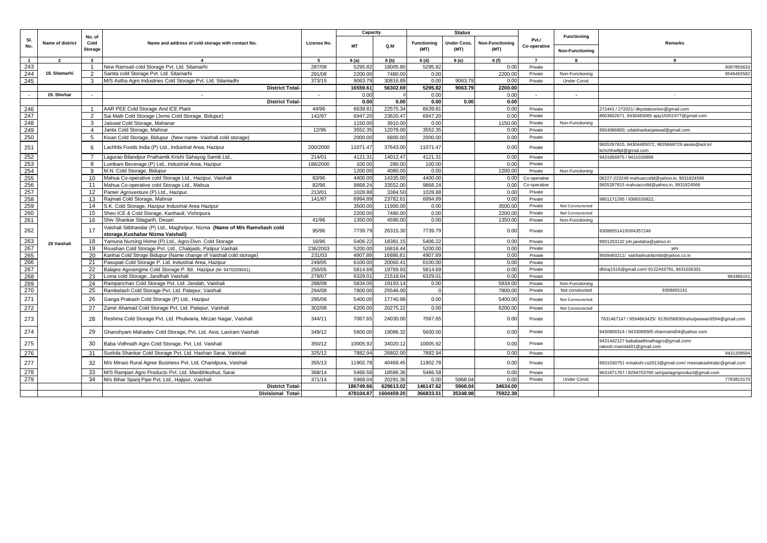| Sl. No. | Name of district | No. of Cold Storage | Name and address of cold storage with contact No. | License No. | Capacity | | Status | | | Pvt./ Co-operative | Functioning | Remarks |
|---|---|---|---|---|---|---|---|---|---|---|---|---|
| | | | | | MT | Q.M | Functioning (MT) | Under Cons. (MT) | Non-Functioning (MT) | | Non-Functioning | |
| 1 | 2 | 3 | 4 | 5 | 6 (a) | 6 (b) | 6 (d) | 6 (e) | 6 (f) | 7 | 8 | 9 |
| 243 | 18. Sitamarhi | 1 | New Ramsati cold Storage Pvt. Ltd. Sitamarhi | 287/08 | 5295.82 | 18005.80 | 5295.82 | | 0.00 | Private | | 9097855633 |
| 244 | | 2 | Samta cold Storage Pvt. Ltd. Sitamarhi | 291/08 | 2200.00 | 7480.00 | 0.00 | | 2200.00 | Private | Non-Functioning | 9546455582 |
| 245 | | 3 | M/S Astha Agro Industries Cold Storage Pvt. Ltd. Sitamadhi | 373/15 | 9063.79 | 30816.89 | 0.00 | 9063.79 | 0.00 | Private | Under Const. | |
| | | | District Total- | | 16559.61 | 56302.69 | 5295.82 | 9063.79 | 2200.00 | | | |
| - | 19. Shivhar | - | - | - | 0.00 | 0 | 0.00 | | 0.00 | - | - | - |
| | | | District Total- | | 0.00 | 0.00 | 0.00 | 0.00 | 0.00 | | | |
| 246 | 20 Vaishali | 1 | AAR PEE Cold Storage And ICE Plant | 44/96 | 6639.81 | 22575.34 | 6639.81 | | 0.00 | Private | | 272441 / 272021/ dkpotatoonion@gmail.com |
| 247 | | 2 | Sai Malti Cold Storage (Jems Cold Storage, Bidupur) | 142/97 | 6947.20 | 23620.47 | 6947.20 | | 0.00 | Private | | 8603602671, 9430483065 ajay15051977@gmail.com |
| 248 | | 3 | Jaiswal Cold Storage, Mahanar | | 1150.00 | 3910.00 | 0.00 | | 1150.00 | Private | Non-Functioning | |
| 249 | | 4 | Janta Cold Storage, Mahnar | 12/96 | 3552.35 | 12078.00 | 3552.35 | | 0.00 | Private | | 9934086800, udaishankarjaiswal@gmail.com |
| 250 | | 5 | Kisan Cold Storage, Bidupur (New name- Vaishali cold storage) | | 2000.00 | 6800.00 | 2000.00 | | 0.00 | Private | | |
| 251 | | 6 | Lachhbi Foods India (P) Ltd., Industrial Area, Hazipur | 200/2000 | 11071.47 | 37643.00 | 11071.47 | | 0.00 | Private | | 9835287815, 94304485072, 9835668729 aavas@aol.in/ lichchhwifipl@gmail.com |
| 252 | | 7 | Lagurao Bilandpur Prathamik Krishi Sahayog Samiti Ltd., | 214/01 | 4121.31 | 14012.47 | 4121.31 | | 0.00 | Private | | 9431856975 / 9431026898 |
| 253 | | 8 | Lumbani Beverage (P) Ltd., Industrial Area, Hazipur | 186/2000 | 100.00 | 280.00 | 100.00 | | 0.00 | Private | | |
| 254 | | 9 | M.N. Cold Storage, Bidupur | | 1200.00 | 4080.00 | 0.00 | | 1200.00 | Private | Non-Functioning | |
| 255 | | 10 | Mahua Co-operative cold Storage Ltd., Hazipur, Vaishali | 83/96 | 4400.00 | 14335.00 | 4400.00 | | 0.00 | Co-operative | | 06227-223249 mahuaccsltd@yahoo.in, 9931824566 |
| 256 | | 11 | Mahua Co-operative cold Storage Ltd., Mahua | 82/96 | 9868.24 | 33552.00 | 9868.24 | | 0.00 | Co-operative | | 9835287815 mahuaccsltd@yahoo.in, 9931824566 |
| 257 | | 12 | Pamer Agroventure (P) Ltd., Hazipur. | 213/01 | 1028.88 | 3384.50 | 1028.88 | | 0.00 | Private | | |
| 258 | | 13 | Rajmati Cold Storage, Mahnar | 141/97 | 6994.89 | 23782.61 | 6994.89 | | 0.00 | Private | | 9801171295 / 9386326822, |
| 259 | | 14 | S.K. Cold Storage, Hazipur Industrial Area Hazipur | | 3500.00 | 11900.00 | 0.00 | | 3500.00 | Private | Not Consturected | |
| 260 | | 15 | Sheo ICE & Cold Storage, Kanhauli, Vishnpura | | 2200.00 | 7480.00 | 0.00 | | 2200.00 | Private | Not Consturected | |
| 261 | | 16 | Shiv Shankar Sitagarih, Desari | 41/96 | 1350.00 | 4590.00 | 0.00 | | 1350.00 | Private | Non-Functioning | |
| 262 | | 17 | Vaishali Sitbhandar (P) Ltd., Magholpur, Nizma **(Name of M/s Ramvilash cold storage,Kushahar Nizma Vaishali)** | 95/96 | 7739.79 | 26315.30 | 7739.79 | | 0.00 | Private | | 9308655141/9304357246 |
| 263 | | 18 | Yamuna Nursing Home (P) Ltd., Agro-Divn. Cold Storage | 16/96 | 5406.22 | 18381.15 | 5406.22 | | 0.00 | Private | | 9931203132 jnh.jandaha@yahoo.in |
| 267 | | 19 | Roushan Cold Storage Pvt. Ltd., Chakjado, Patipur Vashali | 236/2003 | 5200.00 | 16816.44 | 5200.00 | | 0.00 | Private | | yes |
| 265 | | 20 | Kanhai Cold Stroge Bidupur (Name change of Vaishali cold storage) | 231/03 | 4907.89 | 16686.81 | 4907.89 | | 0.00 | Private | | 9939460211/ vaishalinutritionltd@yahoo.co.in |
| 266 | | 21 | Pasupati Cold Storage P. Ltd. Industrial Area, Hazipur | 249/05 | 6100.00 | 20060.41 | 6100.00 | | 0.00 | Private | | |
| 267 | | 22 | Balajee Agroengine Cold Storage P. ltd. Hazipur (M- 9470209041) | 250/05 | 5814.69 | 19769.93 | 5814.69 | | 0.00 | Private | | dhiraj1516@gmail.com/ 9122443791, 9431026301 |
| 268 | | 23 | Loma cold Storage, Jandhah Vaishali | 279/07 | 6329.01 | 21518.64 | 6329.01 | | 0.00 | Private | | 993466151 |
| 269 | | 24 | Ramparichan Cold Storage Pvt. Ltd. Jandah, Vaishali | 288/08 | 5834.00 | 19193.14 | 0.00 | | 5834.00 | Private | Non-Functioning | |
| 270 | | 25 | Rambelash Cold Storage Pvt. Ltd. Patepur, Vaishali | 294/08 | 7800.00 | 25546.00 | 0 | | 7800.00 | Private | Not constructed | 9308655141 |
| 271 | | 26 | Ganga Prakash Cold Storage (P) Ltd., Hazipur | 295/08 | 5400.00 | 17740.98 | 0.00 | | 5400.00 | Private | Not Consturected | |
| 272 | | 27 | Zamir Ahamad Cold Storage Pvt. Ltd. Patepur, Vaishali | 302/08 | 6200.00 | 20275.22 | 0.00 | | 6200.00 | Private | Not Consturected | |
| 273 | | 28 | Reshma Cold Storage Pvt. Ltd. Phulwaria, Mirzan Nagar, Vaishali | 344/11 | 7067.65 | 24030.00 | 7067.65 | | 0.00 | Private | | 7631467147 / 9594863425/ 9135058830/rahulpaswan9594@gmail.com |
| 274 | | 29 | Ghanshyam Mahadev Cold Storage, Pvt. Ltd. Asoi, Laxiram Vaishali | 349/12 | 5600.00 | 19086.32 | 5600.00 | | 0.00 | Private | | 9430800314 / 9433089505 sharmaind04@yahoo.com |
| 275 | | 30 | Baba Vidhnath Agro Cold Storage, Pvt. Ltd. Vaishali | 350/12 | 10005.92 | 34020.12 | 10005.92 | | 0.00 | Private | | 9431442127 bababaidhnathagro@gmail.com/ rakesh.mamta401@gmail.com |
| 276 | | 31 | Sushila Shankar Cold Storage Pvt. Ltd. Hashan Sarai, Vaishali | 325/12 | 7882.94 | 26802.00 | 7882.94 | | 0.00 | Private | | 9431208594 |
| 277 | | 32 | M/s Minaxi Rural Agree Business Pvt. Ltd. Chandpura, Vaishali | 355/13 | 11902.78 | 40469.45 | 11902.78 | | 0.00 | Private | | 9931030751 minakshi cs2013@gmail.com/ meenakashirabc@gmail.com |
| 278 | | 33 | M/S Rampari Agro Products Pvt. Ltd. Manibhkuthut, Sarai | 368/14 | 5466.58 | 18586.36 | 5466.58 | | 0.00 | Private | | 9631871767 / 8294703790 rampariagroproduct@gmail.com |
| 279 | | 34 | M/s Bihar Spanj Pipe Pvt. Ltd., Hajipur, Vaishali | 371/14 | 5968.04 | 20291.36 | 0.00 | 5968.04 | 0.00 | Private | Under Const. | 7763813170 |
| | | | District Total- | | 186749.66 | 629613.02 | 146147.62 | 5968.04 | 34634.00 | | | |
| | | | Divisional Total- | | 478104.87 | 1604459.20 | 366833.51 | 35348.98 | 75922.38 | | | |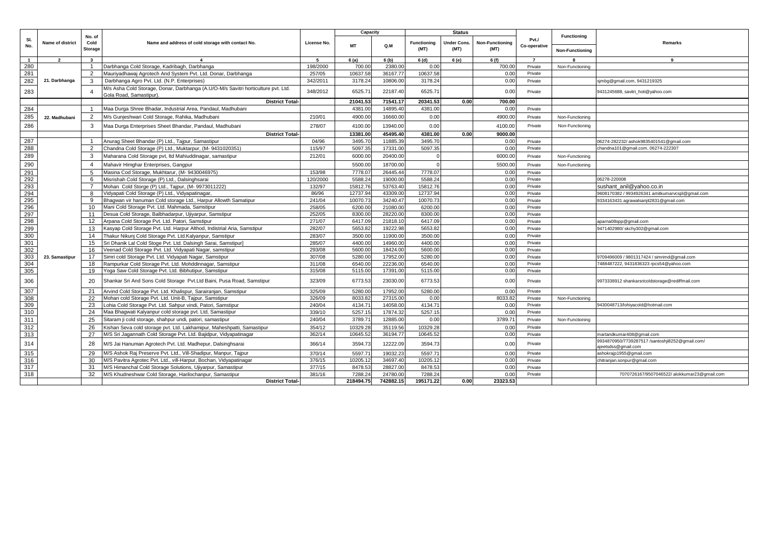| Sl. No. | Name of district | No. of Cold Storage | Name and address of cold storage with contact No. | License No. | Capacity | | Status | | | Pvt./ Co-operative | Functioning | Remarks |
|---|---|---|---|---|---|---|---|---|---|---|---|---|
| | | | | | MT | Q.M | Functioning (MT) | Under Cons. (MT) | Non-Functioning (MT) | | Non-Functioning | |
| 1 | 2 | 3 | 4 | 5 | 6 (a) | 6 (b) | 6 (d) | 6 (e) | 6 (f) | 7 | 8 | 9 |
| 280 | 21. Darbhanga | 1 | Darbhanga Cold Storage, Kadribagh, Darbhanga | 198/2000 | 700.00 | 2380.00 | 0.00 | | 700.00 | Private | Non-Functioning | |
| 281 | | 2 | Mauriyadhawaj Agrotech And System Pvt. Ltd. Donar, Darbhanga | 257/05 | 10637.58 | 36167.77 | 10637.58 | | 0.00 | Private | | |
| 282 | | 3 | Darbhanga Agro Pvt. Ltd. (N.P. Enterprises) | 342/2011 | 3178.24 | 10806.00 | 3178.24 | | 0.00 | Private | | sjmbg@gmail.com, 9431219325 |
| 283 | | 4 | M/s Asha Cold Storage, Donar, Darbhanga (A.U/O-M/s Savitri horticulture pvt. Ltd. Gola Road, Samastipur). | 348/2012 | 6525.71 | 22187.40 | 6525.71 | | 0.00 | Private | | 9431245688, savitri_hoti@yahoo.com |
| | | | **District Total-** | | 21041.53 | 71541.17 | 20341.53 | 0.00 | 700.00 | | | |
| 284 | 22. Madhubani | 1 | Maa Durga Shree Bhadar, Industrial Area, Pandaul, Madhubani | | 4381.00 | 14895.40 | 4381.00 | | 0.00 | Private | | |
| 285 | | 2 | M/s Gunjeshwari Cold Storage, Rahika, Madhubani | 210/01 | 4900.00 | 16660.00 | 0.00 | | 4900.00 | Private | Non-Functioning | |
| 286 | | 3 | Maa Durga Enterprises Sheet Bhandar, Pandaul, Madhubani | 278/07 | 4100.00 | 13940.00 | 0.00 | | 4100.00 | Private | Non-Functioning | |
| | | | **District Total-** | | 13381.00 | 45495.40 | 4381.00 | 0.00 | 9000.00 | | | |
| 287 | 23. Samastipur | 1 | Anurag Sheet Bhandar (P) Ltd., Tajpur, Samastipur | 04/96 | 3495.70 | 11885.39 | 3495.70 | | 0.00 | Private | | 06274-282232/ ashok9835401541@gmail.com |
| 288 | | 2 | Chandna Cold Storage (P) Ltd., Muktarpur, (M- 9431020351) | 115/97 | 5097.35 | 17331.00 | 5097.35 | | 0.00 | Private | | chandna101@gmail.com, 06274-222307 |
| 289 | | 3 | Maharana Cold Storage pvt, ltd Mahiuddinagar, samastipur | 212/01 | 6000.00 | 20400.00 | 0 | | 6000.00 | Private | Non-Functioning | |
| 290 | | 4 | Mahavir Himghar Enterprises, Gangpur | | 5500.00 | 18700.00 | 0 | | 5500.00 | Private | Non-Functioning | |
| 291 | | 5 | Masina Cod Storage, Mukhtarur, (M- 9430046975) | 153/98 | 7778.07 | 26445.44 | 7778.07 | | 0.00 | Private | | |
| 292 | | 6 | Misrishah Cold Storage (P) Ltd., Dalsinghsarai | 120/2000 | 5588.24 | 19000.00 | 5588.24 | | 0.00 | Private | | 06278-220008 |
| 293 | | 7 | Mohan Cold Storge (P) Ltd., Tajpur, (M- 9973011222) | 132/97 | 15812.76 | 53763.40 | 15812.76 | | 0.00 | Private | | sushant_anil@yahoo.co.in |
| 294 | | 8 | Vidyapati Cold Storage (P) Ltd., Vidyapatinagar, | 86/96 | 12737.94 | 43309.00 | 12737.94 | | 0.00 | Private | | 9608170382 / 9934926341 amitkumarvcspl@gmail.com |
| 295 | | 9 | Bhagwan vir hanuman Cold storage Ltd., Harpur Allowth Samatipur | 241/04 | 10070.73 | 34240.47 | 10070.73 | | 0.00 | Private | | 9334163431 agrawalsanjit2831@gmail.com |
| 296 | | 10 | Mani Cold Storage Pvt. Ltd. Mahmada, Samstipur | 258/05 | 6200.00 | 21080.00 | 6200.00 | | 0.00 | Private | | |
| 297 | | 11 | Desua Cold Storage, Balbhadarpur, Ujiyarpur, Samstipur | 252/05 | 8300.00 | 28220.00 | 8300.00 | | 0.00 | Private | | |
| 298 | | 12 | Arpana Cold Storage Pvt. Ltd. Patori, Samstipur | 271/07 | 6417.09 | 21818.10 | 6417.09 | | 0.00 | Private | | aparna08spp@gmail.com |
| 299 | | 13 | Kasyap Cold Storage Pvt. Ltd. Harpur Althod, Indistrial Aria, Samstipur | 282/07 | 5653.82 | 19222.98 | 5653.82 | | 0.00 | Private | | 9471402980/ skchy302@gmail.com |
| 300 | | 14 | Thakur Nikunj Cold Storage Pvt. Ltd.Kalyanpur, Samstipur | 283/07 | 3500.00 | 11900.00 | 3500.00 | | 0.00 | Private | | |
| 301 | | 15 | Sri Dhanik Lal Cold Stoge Pvt. Ltd. Dalsingh Sarai, Samstipur] | 285/07 | 4400.00 | 14960.00 | 4400.00 | | 0.00 | Private | | |
| 302 | | 16 | Veenad Cold Storage Pvt. Ltd. Vidyapati Nagar, samstipur | 293/08 | 5600.00 | 18424.00 | 5600.00 | | 0.00 | Private | | |
| 303 | | 17 | Simri cold Storage Pvt. Ltd. Vidyapati Nagar, Samstipur | 307/08 | 5280.00 | 17952.00 | 5280.00 | | 0.00 | Private | | 9709496009 / 9801317424 / simrimd@gmail.com |
| 304 | | 18 | Rampurkar Cold Storage Pvt. Ltd. Mohddinnagar, Samstipur | 311/08 | 6540.00 | 22236.00 | 6540.00 | | 0.00 | Private | | 7488487222, 9431836323 rpcs54@yahoo.com |
| 305 | | 19 | Yoga Saw Cold Storage Pvt. Ltd. Bibhutipur, Samstipur | 315/08 | 5115.00 | 17391.00 | 5115.00 | | 0.00 | Private | | |
| 306 | | 20 | Shankar Sri And Sons Cold Storage Pvt.Ltd Baini, Pusa Road, Samstipur | 323/09 | 6773.53 | 23030.00 | 6773.53 | | 0.00 | Private | | 9973338912 shankarsricoldstorage@rediffmail.com |
| 307 | | 21 | Arvind Cold Storage Pvt. Ltd. Khalispur, Sarairanjan, Samstipur | 325/09 | 5280.00 | 17952.00 | 5280.00 | | 0.00 | Private | | |
| 308 | | 22 | Mohan cold Storage Pvt. Ltd. Unit-B, Tajpur, Samstipur | 326/09 | 8033.82 | 27315.00 | 0.00 | | 8033.82 | Private | Non-Functioning | |
| 309 | | 23 | Lohia Cold Storage Pvt. Ltd. Sahpur vindi, Patori, Samstipur | 240/04 | 4134.71 | 14058.00 | 4134.71 | | 0.00 | Private | | 9430048713/lohiyacold@hotmail.com |
| 310 | | 24 | Maa Bhagwati Kalyanpur cold storage pvt. Ltd, Samastipur | 339/10 | 5257.15 | 17874.32 | 5257.15 | | 0.00 | Private | | |
| 311 | | 25 | Sitaram ji cold storage, shahpur undi, patori, samastipur | 240/04 | 3789.71 | 12885.00 | 0.00 | | 3789.71 | Private | Non-Functioning | |
| 312 | | 26 | Kishan Seva cold storage pvt. Ltd. Lakhamipur, Maheshpatti, Samastipur | 354/12 | 10329.28 | 35119.56 | 10329.28 | | 0.00 | Private | | |
| 313 | | 27 | M/S Sri Jagannath Cold Storage Pvt. Ltd. Bajidpur, Vidyapatinagar | 362/14 | 10645.52 | 36194.77 | 10645.52 | | 0.00 | Private | | martandkumar408@gmail.com |
| 314 | | 28 | M/S Jai Hanuman Agrotech Pvt. Ltd. Madhepur, Dalsinghsarai | 366/14 | 3594.73 | 12222.09 | 3594.73 | | 0.00 | Private | | 9934870950/7739287517 /santoshji8252@gmail.com/ ajeetsdss@gmail.com |
| 315 | | 29 | M/S Ashok Raj Preserve Pvt. Ltd., Vill-Shadipur, Manpur, Tajpur | 370/14 | 5597.71 | 19032.23 | 5597.71 | | 0.00 | Private | | ashokrajp1955@gmail.com |
| 316 | | 30 | M/S Pavitra Agrotec Pvt. Ltd., vill-Harpur, Bochan, Vidyapatinagar | 376/15 | 10205.12 | 34697.40 | 10205.12 | | 0.00 | Private | | chitranjan.sonpur@gmail.com |
| 317 | | 31 | M/S Himanchal Cold Storage Solutions, Ujiyarpur, Samastipur | 377/15 | 8478.53 | 28827.00 | 8478.53 | | 0.00 | Private | | |
| 318 | | 32 | M/S Khudneshwar Cold Storage, Harilochanpur, Samastipur | 381/16 | 7288.24 | 24780.00 | 7288.24 | | 0.00 | Private | | 7070726167/9507046522/ alokkumar23@gmail.com |
| | | | **District Total-** | | 218494.75 | 742882.15 | 195171.22 | 0.00 | 23323.53 | | | |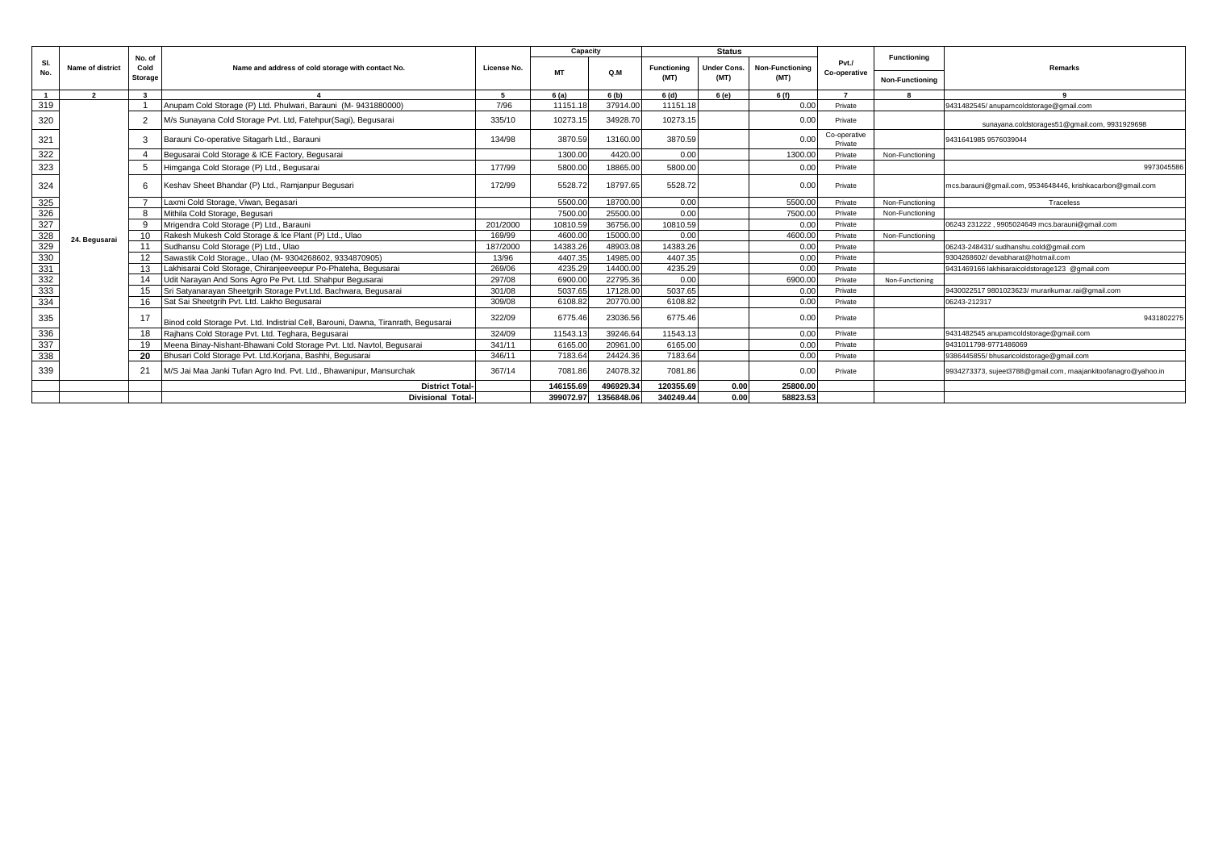| Sl. No. | Name of district | No. of Cold Storage | Name and address of cold storage with contact No. | License No. | Capacity | | Status | | | Pvt./ Co-operative | Functioning / Non-Functioning | Remarks |
|---|---|---|---|---|---|---|---|---|---|---|---|---|
| | | | | | MT | Q.M | Functioning (MT) | Under Cons. (MT) | Non-Functioning (MT) | | | |
| 1 | 2 | 3 | 4 | 5 | 6 (a) | 6 (b) | 6 (d) | 6 (e) | 6 (f) | 7 | 8 | 9 |
| 319 | 24. Begusarai | 1 | Anupam Cold Storage (P) Ltd. Phulwari, Barauni (M- 9431880000) | 7/96 | 11151.18 | 37914.00 | 11151.18 | | 0.00 | Private | | 9431482545/ anupamcoldstorage@gmail.com |
| 320 | | 2 | M/s Sunayana Cold Storage Pvt. Ltd, Fatehpur(Sagi), Begusarai | 335/10 | 10273.15 | 34928.70 | 10273.15 | | 0.00 | Private | | sunayana.coldstorages51@gmail.com, 9931929698 |
| 321 | | 3 | Barauni Co-operative Sitagarh Ltd., Barauni | 134/98 | 3870.59 | 13160.00 | 3870.59 | | 0.00 | Co-operative Private | | 9431641985 9576039044 |
| 322 | | 4 | Begusarai Cold Storage & ICE Factory, Begusarai | | 1300.00 | 4420.00 | 0.00 | | 1300.00 | Private | Non-Functioning | |
| 323 | | 5 | Himganga Cold Storage (P) Ltd., Begusarai | 177/99 | 5800.00 | 18865.00 | 5800.00 | | 0.00 | Private | | 9973045586 |
| 324 | | 6 | Keshav Sheet Bhandar (P) Ltd., Ramjanpur Begusari | 172/99 | 5528.72 | 18797.65 | 5528.72 | | 0.00 | Private | | mcs.barauni@gmail.com, 9534648446, krishkacarbon@gmail.com |
| 325 | | 7 | Laxmi Cold Storage, Viwan, Begasari | | 5500.00 | 18700.00 | 0.00 | | 5500.00 | Private | Non-Functioning | Traceless |
| 326 | | 8 | Mithila Cold Storage, Begusari | | 7500.00 | 25500.00 | 0.00 | | 7500.00 | Private | Non-Functioning | |
| 327 | | 9 | Mrigendra Cold Storage (P) Ltd., Barauni | 201/2000 | 10810.59 | 36756.00 | 10810.59 | | 0.00 | Private | | 06243 231222 , 9905024649 mcs.barauni@gmail.com |
| 328 | | 10 | Rakesh Mukesh Cold Storage & Ice Plant (P) Ltd., Ulao | 169/99 | 4600.00 | 15000.00 | 0.00 | | 4600.00 | Private | Non-Functioning | |
| 329 | | 11 | Sudhansu Cold Storage (P) Ltd., Ulao | 187/2000 | 14383.26 | 48903.08 | 14383.26 | | 0.00 | Private | | 06243-248431/ sudhanshu.cold@gmail.com |
| 330 | | 12 | Sawastik Cold Storage., Ulao (M- 9304268602, 9334870905) | 13/96 | 4407.35 | 14985.00 | 4407.35 | | 0.00 | Private | | 9304268602/ devabharat@hotmail.com |
| 331 | | 13 | Lakhisarai Cold Storage, Chiranjeeveepur Po-Phateha, Begusarai | 269/06 | 4235.29 | 14400.00 | 4235.29 | | 0.00 | Private | | 9431469166 lakhisaraicoldstorage123 @gmail.com |
| 332 | | 14 | Udit Narayan And Sons Agro Pe Pvt. Ltd. Shahpur Begusarai | 297/08 | 6900.00 | 22795.36 | 0.00 | | 6900.00 | Private | Non-Functioning | |
| 333 | | 15 | Sri Satyanarayan Sheetgrih Storage Pvt.Ltd. Bachwara, Begusarai | 301/08 | 5037.65 | 17128.00 | 5037.65 | | 0.00 | Private | | 9430022517 9801023623/ murarikumar.rai@gmail.com |
| 334 | | 16 | Sat Sai Sheetgrih Pvt. Ltd. Lakho Begusarai | 309/08 | 6108.82 | 20770.00 | 6108.82 | | 0.00 | Private | | 06243-212317 |
| 335 | | 17 | Binod cold Storage Pvt. Ltd. Indistrial Cell, Barouni, Dawna, Tiranrath, Begusarai | 322/09 | 6775.46 | 23036.56 | 6775.46 | | 0.00 | Private | | 9431802275 |
| 336 | | 18 | Rajhans Cold Storage Pvt. Ltd. Teghara, Begusarai | 324/09 | 11543.13 | 39246.64 | 11543.13 | | 0.00 | Private | | 9431482545 anupamcoldstorage@gmail.com |
| 337 | | 19 | Meena Binay-Nishant-Bhawani Cold Storage Pvt. Ltd. Navtol, Begusarai | 341/11 | 6165.00 | 20961.00 | 6165.00 | | 0.00 | Private | | 9431011798-9771486069 |
| 338 | | 20 | Bhusari Cold Storage Pvt. Ltd.Korjana, Bashhi, Begusarai | 346/11 | 7183.64 | 24424.36 | 7183.64 | | 0.00 | Private | | 9386445855/ bhusaricoldstorage@gmail.com |
| 339 | | 21 | M/S Jai Maa Janki Tufan Agro Ind. Pvt. Ltd., Bhawanipur, Mansurchak | 367/14 | 7081.86 | 24078.32 | 7081.86 | | 0.00 | Private | | 9934273373, sujeet3788@gmail.com, maajankitoofanagro@yahoo.in |
| | | | **District Total-** | | **146155.69** | **496929.34** | **120355.69** | **0.00** | **25800.00** | | | |
| | | | **Divisional Total-** | | **399072.97** | **1356848.06** | **340249.44** | **0.00** | **58823.53** | | | |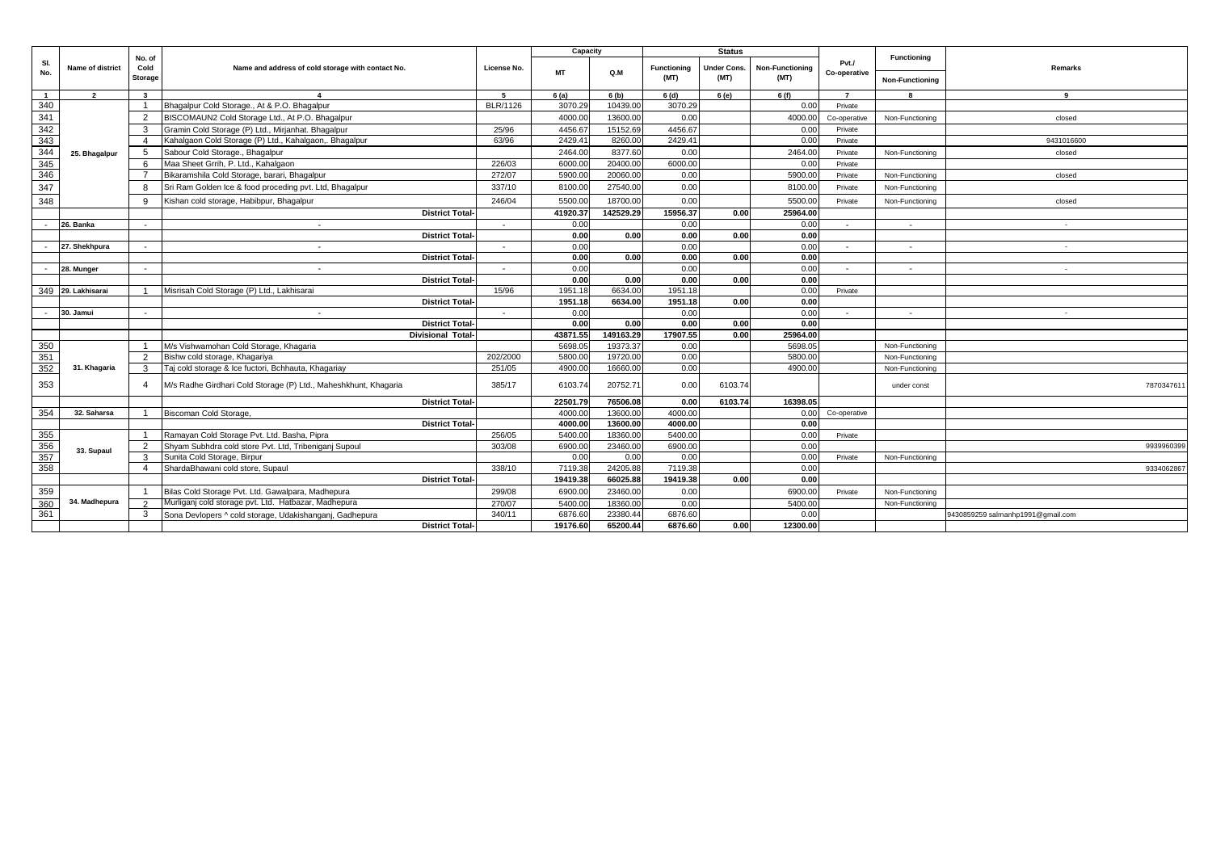| Sl. No. | Name of district | No. of Cold Storage | Name and address of cold storage with contact No. | License No. | Capacity | | Status | | | Pvt./ Co-operative | Functioning | Remarks |
|---|---|---|---|---|---|---|---|---|---|---|---|---|
| | | | | | MT | Q.M | Functioning (MT) | Under Cons. (MT) | Non-Functioning (MT) | | Non-Functioning | |
| 1 | 2 | 3 | 4 | 5 | 6 (a) | 6 (b) | 6 (d) | 6 (e) | 6 (f) | 7 | 8 | 9 |
| 340 | 25. Bhagalpur | 1 | Bhagalpur Cold Storage., At & P.O. Bhagalpur | BLR/1126 | 3070.29 | 10439.00 | 3070.29 | | 0.00 | Private | | |
| 341 | | 2 | BISCOMAUN2 Cold Storage Ltd., At P.O. Bhagalpur | | 4000.00 | 13600.00 | 0.00 | | 4000.00 | Co-operative | Non-Functioning | closed |
| 342 | | 3 | Gramin Cold Storage (P) Ltd., Mirjanhat. Bhagalpur | 25/96 | 4456.67 | 15152.69 | 4456.67 | | 0.00 | Private | | |
| 343 | | 4 | Kahalgaon Cold Storage (P) Ltd., Kahalgaon,. Bhagalpur | 63/96 | 2429.41 | 8260.00 | 2429.41 | | 0.00 | Private | | 9431016600 |
| 344 | | 5 | Sabour Cold Storage., Bhagalpur | | 2464.00 | 8377.60 | 0.00 | | 2464.00 | Private | Non-Functioning | closed |
| 345 | | 6 | Maa Sheet Grrih, P. Ltd., Kahalgaon | 226/03 | 6000.00 | 20400.00 | 6000.00 | | 0.00 | Private | | |
| 346 | | 7 | Bikaramshila Cold Storage, barari, Bhagalpur | 272/07 | 5900.00 | 20060.00 | 0.00 | | 5900.00 | Private | Non-Functioning | closed |
| 347 | | 8 | Sri Ram Golden Ice & food proceding pvt. Ltd, Bhagalpur | 337/10 | 8100.00 | 27540.00 | 0.00 | | 8100.00 | Private | Non-Functioning | |
| 348 | | 9 | Kishan cold storage, Habibpur, Bhagalpur | 246/04 | 5500.00 | 18700.00 | 0.00 | | 5500.00 | Private | Non-Functioning | closed |
| | | | **District Total-** | | **41920.37** | **142529.29** | **15956.37** | **0.00** | **25964.00** | | | |
| - | 26. Banka | - | - | - | 0.00 | | 0.00 | | 0.00 | - | - | - |
| | | | **District Total-** | | **0.00** | **0.00** | **0.00** | **0.00** | **0.00** | | | |
| - | 27. Shekhpura | - | - | - | 0.00 | | 0.00 | | 0.00 | - | - | - |
| | | | **District Total-** | | **0.00** | **0.00** | **0.00** | **0.00** | **0.00** | | | |
| - | 28. Munger | - | - | - | 0.00 | | 0.00 | | 0.00 | - | - | - |
| | | | **District Total-** | | **0.00** | **0.00** | **0.00** | **0.00** | **0.00** | | | |
| 349 | 29. Lakhisarai | 1 | Misrisah Cold Storage (P) Ltd., Lakhisarai | 15/96 | 1951.18 | 6634.00 | 1951.18 | | 0.00 | Private | | |
| | | | **District Total-** | | **1951.18** | **6634.00** | **1951.18** | **0.00** | **0.00** | | | |
| - | 30. Jamui | - | - | - | 0.00 | | 0.00 | | 0.00 | - | - | - |
| | | | **District Total-** | | **0.00** | **0.00** | **0.00** | **0.00** | **0.00** | | | |
| | | | **Divisional Total-** | | **43871.55** | **149163.29** | **17907.55** | **0.00** | **25964.00** | | | |
| 350 | 31. Khagaria | 1 | M/s Vishwamohan Cold Storage, Khagaria | | 5698.05 | 19373.37 | 0.00 | | 5698.05 | | Non-Functioning | |
| 351 | | 2 | Bishw cold storage, Khagariya | 202/2000 | 5800.00 | 19720.00 | 0.00 | | 5800.00 | | Non-Functioning | |
| 352 | | 3 | Taj cold storage & Ice fuctori, Bchhauta, Khagariay | 251/05 | 4900.00 | 16660.00 | 0.00 | | 4900.00 | | Non-Functioning | |
| 353 | | 4 | M/s Radhe Girdhari Cold Storage (P) Ltd., Maheshkhunt, Khagaria | 385/17 | 6103.74 | 20752.71 | 0.00 | 6103.74 | | | under const | 7870347611 |
| | | | **District Total-** | | **22501.79** | **76506.08** | **0.00** | **6103.74** | **16398.05** | | | |
| 354 | 32. Saharsa | 1 | Biscoman Cold Storage, | | 4000.00 | 13600.00 | 4000.00 | | 0.00 | Co-operative | | |
| | | | **District Total-** | | **4000.00** | **13600.00** | **4000.00** | | **0.00** | | | |
| 355 | 33. Supaul | 1 | Ramayan Cold Storage Pvt. Ltd. Basha, Pipra | 256/05 | 5400.00 | 18360.00 | 5400.00 | | 0.00 | Private | | |
| 356 | | 2 | Shyam Subhdra cold store Pvt. Ltd, Tribeniganj Supoul | 303/08 | 6900.00 | 23460.00 | 6900.00 | | 0.00 | | | 9939960399 |
| 357 | | 3 | Sunita Cold Storage, Birpur | | 0.00 | 0.00 | 0.00 | | 0.00 | Private | Non-Functioning | |
| 358 | | 4 | ShardaBhawani cold store, Supaul | 338/10 | 7119.38 | 24205.88 | 7119.38 | | 0.00 | | | 9334062867 |
| | | | **District Total-** | | **19419.38** | **66025.88** | **19419.38** | **0.00** | **0.00** | | | |
| 359 | 34. Madhepura | 1 | Bilas Cold Storage Pvt. Ltd. Gawalpara, Madhepura | 299/08 | 6900.00 | 23460.00 | 0.00 | | 6900.00 | Private | Non-Functioning | |
| 360 | | 2 | Murliganj cold storage pvt. Ltd. Hatbazar, Madhepura | 270/07 | 5400.00 | 18360.00 | 0.00 | | 5400.00 | | Non-Functioning | |
| 361 | | 3 | Sona Devlopers ^ cold storage, Udakishanganj, Gadhepura | 340/11 | 6876.60 | 23380.44 | 6876.60 | | 0.00 | | | 9430859259 salmanhp1991@gmail.com |
| | | | **District Total-** | | **19176.60** | **65200.44** | **6876.60** | **0.00** | **12300.00** | | | |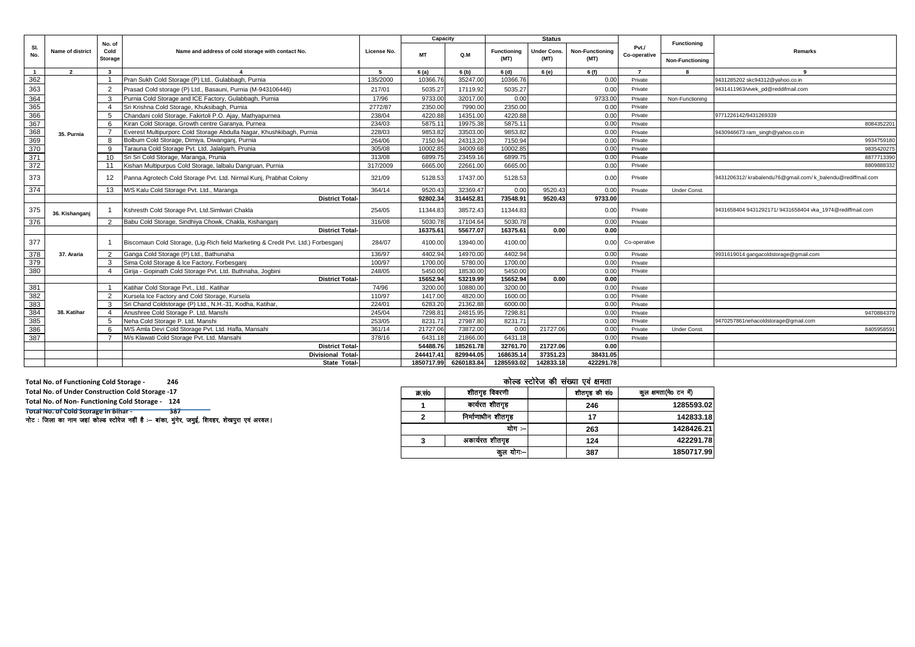| Sl. No. | Name of district | No. of Cold Storage | Name and address of cold storage with contact No. | License No. | Capacity MT | Capacity Q.M | Status Functioning (MT) | Status Under Cons. (MT) | Status Non-Functioning (MT) | Pvt./ Co-operative | Functioning / Non-Functioning | Remarks |
|---|---|---|---|---|---|---|---|---|---|---|---|---|
| 1 | 2 | 3 | 4 | 5 | 6 (a) | 6 (b) | 6 (d) | 6 (e) | 6 (f) | 7 | 8 | 9 |
| 362 | 35. Purnia | 1 | Pran Sukh Cold Storage (P) Ltd., Gulabbagh, Purnia | 135/2000 | 10366.76 | 35247.00 | 10366.76 | | 0.00 | Private | | 9431285202 skc94312@yahoo.co.in |
| 363 | | 2 | Prasad Cold storage (P) Ltd., Basauni, Purnia (M-943106446) | 217/01 | 5035.27 | 17119.92 | 5035.27 | | 0.00 | Private | | 9431411963/vivek_pd@reddifmail.com |
| 364 | | 3 | Purnia Cold Storage and ICE Factory, Gulabbagh, Purnia | 17/96 | 9733.00 | 32017.00 | 0.00 | | 9733.00 | Private | Non-Functioning | |
| 365 | | 4 | Sri Krishna Cold Storage, Khuksibagh, Purnia | 2772/87 | 2350.00 | 7990.00 | 2350.00 | | 0.00 | Private | | |
| 366 | | 5 | Chandani cold Storage, Fakirtoli P.O. Ajay, Mathyapurnea | 238/04 | 4220.88 | 14351.00 | 4220.88 | | 0.00 | Private | | 9771226142/9431269339 |
| 367 | | 6 | Kiran Cold Storage, Growth centre Garanya, Purnea | 234/03 | 5875.11 | 19975.38 | 5875.11 | | 0.00 | Private | | 8084352201 |
| 368 | | 7 | Everest Multipurporc Cold Storage Abdulla Nagar, Khushkibagh, Purnia | 228/03 | 9853.82 | 33503.00 | 9853.82 | | 0.00 | Private | | 9430946673 ram_singh@yahoo.co.in |
| 369 | | 8 | Bolbum Cold Storage, Dimiya, Diwanganj, Purnia | 264/06 | 7150.94 | 24313.20 | 7150.94 | | 0.00 | Private | | 9934759180 |
| 370 | | 9 | Tarauna Cold Storage Pvt. Ltd. Jalalgarh, Prunia | 305/08 | 10002.85 | 34009.68 | 10002.85 | | 0.00 | Private | | 9835420275 |
| 371 | | 10 | Sri Sri Cold Storage, Maranga, Prunia | 313/08 | 6899.75 | 23459.16 | 6899.75 | | 0.00 | Private | | 8877713390 |
| 372 | | 11 | Kishan Multipurpus Cold Storage, lalbalu Dangruan, Purnia | 317/2009 | 6665.00 | 22661.00 | 6665.00 | | 0.00 | Private | | 8809888332 |
| 373 | | 12 | Panna Agrotech Cold Storage Pvt. Ltd. Nirmal Kunj, Prabhat Colony | 321/09 | 5128.53 | 17437.00 | 5128.53 | | 0.00 | Private | | 9431206312/ krabalendu76@gmail.com/ k_balendu@rediffmail.com |
| 374 | | 13 | M/S Kalu Cold Storage Pvt. Ltd., Maranga | 364/14 | 9520.43 | 32369.47 | 0.00 | 9520.43 | 0.00 | Private | Under Const. | |
| | | | **District Total-** | | **92802.34** | **314452.81** | **73548.91** | **9520.43** | **9733.00** | | | |
| 375 | 36. Kishanganj | 1 | Kshresth Cold Storage Pvt. Ltd.Simlwari Chakla | 254/05 | 11344.83 | 38572.43 | 11344.83 | | 0.00 | Private | | 9431658404 9431292171/ 9431658404 vka_1974@rediffmail.com |
| 376 | | 2 | Babu Cold Storage, Sindhiya Chowk, Chakla, Kishanganj | 316/08 | 5030.78 | 17104.64 | 5030.78 | | 0.00 | Private | | |
| | | | **District Total-** | | **16375.61** | **55677.07** | **16375.61** | **0.00** | **0.00** | | | |
| 377 | 37. Araria | 1 | Biscomaun Cold Storage, (Lig-Rich field Marketing & Credit Pvt. Ltd.) Forbesganj | 284/07 | 4100.00 | 13940.00 | 4100.00 | | 0.00 | Co-operative | | |
| 378 | | 2 | Ganga Cold Storage (P) Ltd., Bathunaha | 136/97 | 4402.94 | 14970.00 | 4402.94 | | 0.00 | Private | | 9931619014 gangacoldstorage@gmail.com |
| 379 | | 3 | Sima Cold Storage & Ice Factory, Forbesganj | 100/97 | 1700.00 | 5780.00 | 1700.00 | | 0.00 | Private | | |
| 380 | | 4 | Girija - Gopinath Cold Storage Pvt. Ltd. Buthnaha, Jogbini | 248/05 | 5450.00 | 18530.00 | 5450.00 | | 0.00 | Private | | |
| | | | **District Total-** | | **15652.94** | **53219.99** | **15652.94** | **0.00** | **0.00** | | | |
| 381 | 38. Katihar | 1 | Katihar Cold Storage Pvt., Ltd., Katihar | 74/96 | 3200.00 | 10880.00 | 3200.00 | | 0.00 | Private | | |
| 382 | | 2 | Kursela Ice Factory and Cold Storage, Kursela | 110/97 | 1417.00 | 4820.00 | 1600.00 | | 0.00 | Private | | |
| 383 | | 3 | Sri Chand Coldstorage (P) Ltd., N.H.-31, Kodha, Katihar, | 224/01 | 6283.20 | 21362.88 | 6000.00 | | 0.00 | Private | | |
| 384 | | 4 | Anushree Cold Storage P. Ltd. Manshi | 245/04 | 7298.81 | 24815.95 | 7298.81 | | 0.00 | Private | | 9470884379 |
| 385 | | 5 | Neha Cold Storage P. Ltd. Manshi | 253/05 | 8231.71 | 27987.80 | 8231.71 | | 0.00 | Private | | 9470257861nehacoldstorage@gmail.com |
| 386 | | 6 | M/S Amla Devi Cold Storage Pvt. Ltd. Hafla, Mansahi | 361/14 | 21727.06 | 73872.00 | 0.00 | 21727.06 | 0.00 | Private | Under Const. | 8405958591 |
| 387 | | 7 | M/s Klawati Cold Storage Pvt. Ltd. Mansahi | 378/16 | 6431.18 | 21866.00 | 6431.18 | | 0.00 | Private | | |
| | | | **District Total-** | | **54488.76** | **185261.78** | **32761.70** | **21727.06** | **0.00** | | | |
| | | | **Divisional Total-** | | **244417.41** | **829944.05** | **168635.14** | **37351.23** | **38431.05** | | | |
| | | | **State Total-** | | **1850717.99** | **6260183.84** | **1285593.02** | **142833.18** | **422291.78** | | | |

**Total No. of Functioning Cold Storage - 246**

**Total No. of Under Construction Cold Storage -17**

**Total No. of Non- Functioning Cold Storage - 124**

**Total No. of Cold Storage in Bihar - 387**

नोट : जिला का नाम जहां कोल्ड स्टोरेज नहीं है :– बांका, मुंगेर, जमुई, शिवहर, शेखपुरा एवं अरवल।

**कोल्ड स्टोरेज की संख्या एवं क्षमता**

| क्र.सं0 | शीतगृह विवरणी | | शीतगृह की सं0 | कुल क्षमता(मे0 टन में) |
|---|---|---|---|---|
| 1 | कार्यरत शीतगृह | | 246 | 1285593.02 |
| 2 | निर्माणाधीन शीतगृह | | 17 | 142833.18 |
| | योग :– | | 263 | 1428426.21 |
| 3 | अकार्यरत शीतगृह | | 124 | 422291.78 |
| | कुल योग:– | | 387 | 1850717.99 |